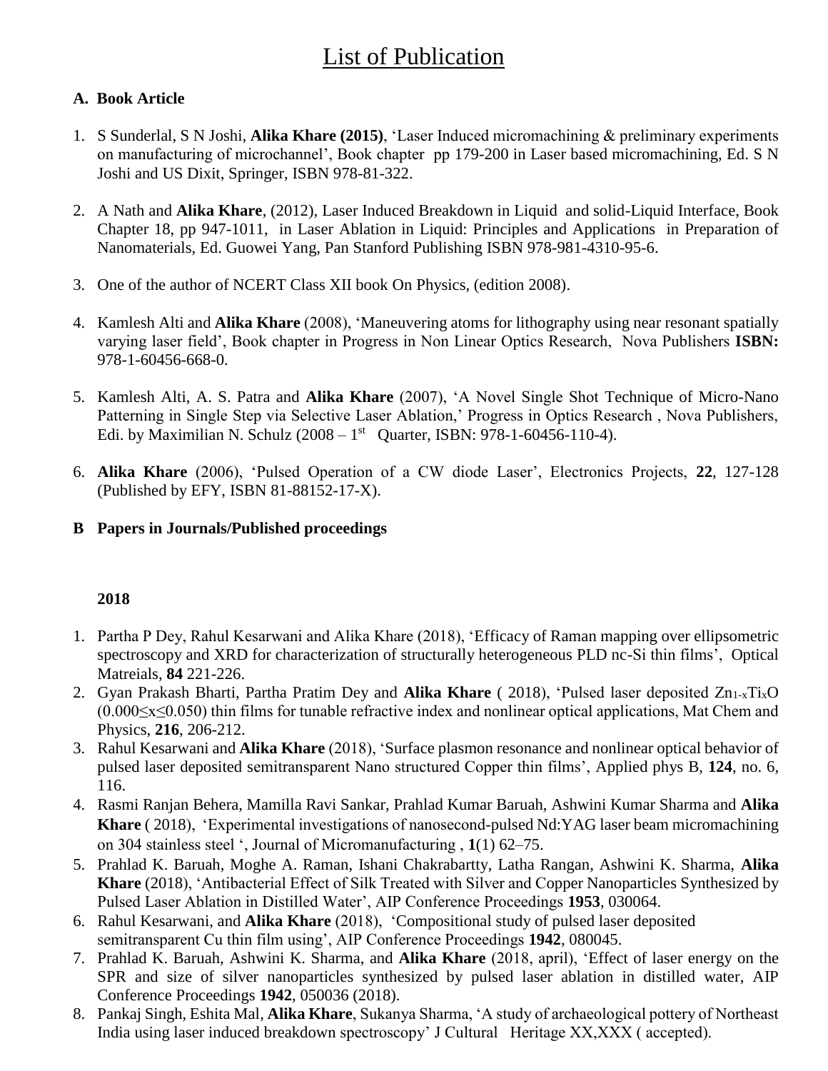# List of Publication

### A. Book Article

1. S Sunderlal, S N Joshi, **Alika Khare (2015)**, 'Laser Induced micromachining & preliminary experiments on manufacturing of microchannel', Book chapter pp 179-200 in Laser based micromachining, Ed. S N Joshi and US Dixit, Springer, ISBN 978-81-322.

2. A Nath and **Alika Khare**, (2012), Laser Induced Breakdown in Liquid and solid-Liquid Interface, Book Chapter 18, pp 947-1011, in Laser Ablation in Liquid: Principles and Applications in Preparation of Nanomaterials, Ed. Guowei Yang, Pan Stanford Publishing ISBN 978-981-4310-95-6.

3. One of the author of NCERT Class XII book On Physics, (edition 2008).

4. Kamlesh Alti and **Alika Khare** (2008), 'Maneuvering atoms for lithography using near resonant spatially varying laser field', Book chapter in Progress in Non Linear Optics Research, Nova Publishers **ISBN:** 978-1-60456-668-0.

5. Kamlesh Alti, A. S. Patra and **Alika Khare** (2007), 'A Novel Single Shot Technique of Micro-Nano Patterning in Single Step via Selective Laser Ablation,' Progress in Optics Research , Nova Publishers, Edi. by Maximilian N. Schulz (2008 – 1st Quarter, ISBN: 978-1-60456-110-4).

6. **Alika Khare** (2006), 'Pulsed Operation of a CW diode Laser', Electronics Projects, **22**, 127-128 (Published by EFY, ISBN 81-88152-17-X).

### B Papers in Journals/Published proceedings

**2018**

1. Partha P Dey, Rahul Kesarwani and Alika Khare (2018), 'Efficacy of Raman mapping over ellipsometric spectroscopy and XRD for characterization of structurally heterogeneous PLD nc-Si thin films', Optical Matreials, **84** 221-226.
2. Gyan Prakash Bharti, Partha Pratim Dey and **Alika Khare** ( 2018), 'Pulsed laser deposited $Zn_{1-x}Ti_xO$ ($0.000 \leq x \leq 0.050$) thin films for tunable refractive index and nonlinear optical applications, Mat Chem and Physics, **216**, 206-212.
3. Rahul Kesarwani and **Alika Khare** (2018), 'Surface plasmon resonance and nonlinear optical behavior of pulsed laser deposited semitransparent Nano structured Copper thin films', Applied phys B, **124**, no. 6, 116.
4. Rasmi Ranjan Behera, Mamilla Ravi Sankar, Prahlad Kumar Baruah, Ashwini Kumar Sharma and **Alika Khare** ( 2018), 'Experimental investigations of nanosecond-pulsed Nd:YAG laser beam micromachining on 304 stainless steel ', Journal of Micromanufacturing , **1**(1) 62–75.
5. Prahlad K. Baruah, Moghe A. Raman, Ishani Chakrabartty, Latha Rangan, Ashwini K. Sharma, **Alika Khare** (2018), 'Antibacterial Effect of Silk Treated with Silver and Copper Nanoparticles Synthesized by Pulsed Laser Ablation in Distilled Water', AIP Conference Proceedings **1953**, 030064.
6. Rahul Kesarwani, and **Alika Khare** (2018), 'Compositional study of pulsed laser deposited semitransparent Cu thin film using', AIP Conference Proceedings **1942**, 080045.
7. Prahlad K. Baruah, Ashwini K. Sharma, and **Alika Khare** (2018, april), 'Effect of laser energy on the SPR and size of silver nanoparticles synthesized by pulsed laser ablation in distilled water, AIP Conference Proceedings **1942**, 050036 (2018).
8. Pankaj Singh, Eshita Mal, **Alika Khare**, Sukanya Sharma, 'A study of archaeological pottery of Northeast India using laser induced breakdown spectroscopy' J Cultural Heritage XX,XXX ( accepted).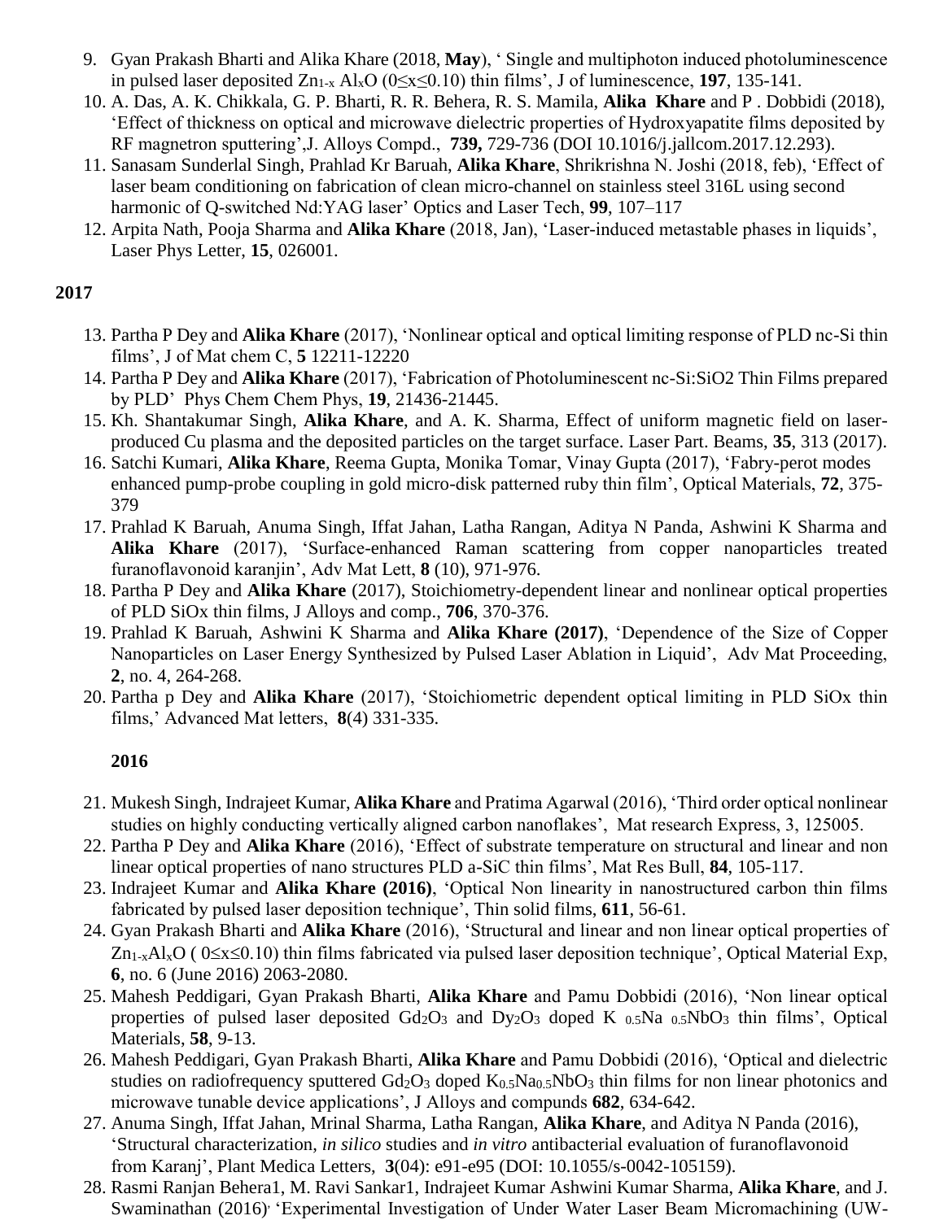9. Gyan Prakash Bharti and Alika Khare (2018, **May**), ‘ Single and multiphoton induced photoluminescence in pulsed laser deposited $Zn_{1-x}Al_xO$ ($0 \leq x \leq 0.10$) thin films’, J of luminescence, **197**, 135-141.
10. A. Das, A. K. Chikkala, G. P. Bharti, R. R. Behera, R. S. Mamila, **Alika Khare** and P . Dobbidi (2018), ‘Effect of thickness on optical and microwave dielectric properties of Hydroxyapatite films deposited by RF magnetron sputtering’,J. Alloys Compd., **739,** 729-736 (DOI 10.1016/j.jallcom.2017.12.293).
11. Sanasam Sunderlal Singh, Prahlad Kr Baruah, **Alika Khare**, Shrikrishna N. Joshi (2018, feb), ‘Effect of laser beam conditioning on fabrication of clean micro-channel on stainless steel 316L using second harmonic of Q-switched Nd:YAG laser’ Optics and Laser Tech, **99**, 107–117
12. Arpita Nath, Pooja Sharma and **Alika Khare** (2018, Jan), ‘Laser-induced metastable phases in liquids’, Laser Phys Letter, **15**, 026001.

**2017**

13. Partha P Dey and **Alika Khare** (2017), ‘Nonlinear optical and optical limiting response of PLD nc-Si thin films’, J of Mat chem C, **5** 12211-12220
14. Partha P Dey and **Alika Khare** (2017), ‘Fabrication of Photoluminescent nc-Si:SiO2 Thin Films prepared by PLD’ Phys Chem Chem Phys, **19**, 21436-21445.
15. Kh. Shantakumar Singh, **Alika Khare**, and A. K. Sharma, Effect of uniform magnetic field on laser-produced Cu plasma and the deposited particles on the target surface. Laser Part. Beams, **35**, 313 (2017).
16. Satchi Kumari, **Alika Khare**, Reema Gupta, Monika Tomar, Vinay Gupta (2017), ‘Fabry-perot modes enhanced pump-probe coupling in gold micro-disk patterned ruby thin film’, Optical Materials, **72**, 375-379
17. Prahlad K Baruah, Anuma Singh, Iffat Jahan, Latha Rangan, Aditya N Panda, Ashwini K Sharma and **Alika Khare** (2017), ‘Surface-enhanced Raman scattering from copper nanoparticles treated furanoflavonoid karanjin’, Adv Mat Lett, **8** (10), 971-976.
18. Partha P Dey and **Alika Khare** (2017), Stoichiometry-dependent linear and nonlinear optical properties of PLD SiOx thin films, J Alloys and comp., **706**, 370-376.
19. Prahlad K Baruah, Ashwini K Sharma and **Alika Khare (2017)**, ‘Dependence of the Size of Copper Nanoparticles on Laser Energy Synthesized by Pulsed Laser Ablation in Liquid’, Adv Mat Proceeding, **2**, no. 4, 264-268.
20. Partha p Dey and **Alika Khare** (2017), ‘Stoichiometric dependent optical limiting in PLD SiOx thin films,’ Advanced Mat letters, **8**(4) 331-335.

**2016**

21. Mukesh Singh, Indrajeet Kumar, **Alika Khare** and Pratima Agarwal (2016), ‘Third order optical nonlinear studies on highly conducting vertically aligned carbon nanoflakes’, Mat research Express, 3, 125005.
22. Partha P Dey and **Alika Khare** (2016), ‘Effect of substrate temperature on structural and linear and non linear optical properties of nano structures PLD a-SiC thin films’, Mat Res Bull, **84**, 105-117.
23. Indrajeet Kumar and **Alika Khare (2016)**, ‘Optical Non linearity in nanostructured carbon thin films fabricated by pulsed laser deposition technique’, Thin solid films, **611**, 56-61.
24. Gyan Prakash Bharti and **Alika Khare** (2016), ‘Structural and linear and non linear optical properties of $Zn_{1-x}Al_xO$ ( $0 \leq x \leq 0.10$) thin films fabricated via pulsed laser deposition technique’, Optical Material Exp, **6**, no. 6 (June 2016) 2063-2080.
25. Mahesh Peddigari, Gyan Prakash Bharti, **Alika Khare** and Pamu Dobbidi (2016), ‘Non linear optical properties of pulsed laser deposited $Gd_2O_3$ and $Dy_2O_3$ doped $K_{0.5}Na_{0.5}NbO_3$ thin films’, Optical Materials, **58**, 9-13.
26. Mahesh Peddigari, Gyan Prakash Bharti, **Alika Khare** and Pamu Dobbidi (2016), ‘Optical and dielectric studies on radiofrequency sputtered $Gd_2O_3$ doped $K_{0.5}Na_{0.5}NbO_3$ thin films for non linear photonics and microwave tunable device applications’, J Alloys and compunds **682**, 634-642.
27. Anuma Singh, Iffat Jahan, Mrinal Sharma, Latha Rangan, **Alika Khare**, and Aditya N Panda (2016), ‘Structural characterization, *in silico* studies and *in vitro* antibacterial evaluation of furanoflavonoid from Karanj’, Plant Medica Letters, **3**(04): e91-e95 (DOI: 10.1055/s-0042-105159).
28. Rasmi Ranjan Behera1, M. Ravi Sankar1, Indrajeet Kumar Ashwini Kumar Sharma, **Alika Khare**, and J. Swaminathan (2016), ‘Experimental Investigation of Under Water Laser Beam Micromachining (UW-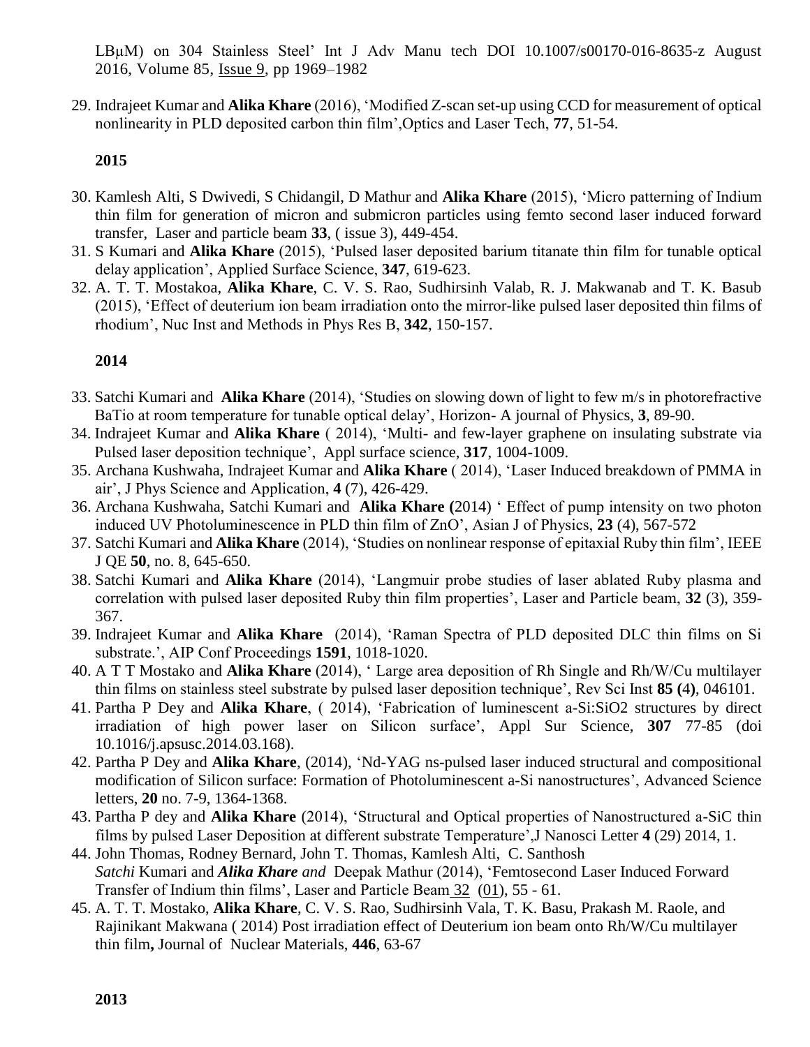LBμM) on 304 Stainless Steel' Int J Adv Manu tech DOI 10.1007/s00170-016-8635-z August 2016, Volume 85, Issue 9, pp 1969–1982

29. Indrajeet Kumar and **Alika Khare** (2016), 'Modified Z-scan set-up using CCD for measurement of optical nonlinearity in PLD deposited carbon thin film',Optics and Laser Tech, **77**, 51-54.

**2015**

30. Kamlesh Alti, S Dwivedi, S Chidangil, D Mathur and **Alika Khare** (2015), 'Micro patterning of Indium thin film for generation of micron and submicron particles using femto second laser induced forward transfer, Laser and particle beam **33**, ( issue 3), 449-454.
31. S Kumari and **Alika Khare** (2015), 'Pulsed laser deposited barium titanate thin film for tunable optical delay application', Applied Surface Science, **347**, 619-623.
32. A. T. T. Mostakoa, **Alika Khare**, C. V. S. Rao, Sudhirsinh Valab, R. J. Makwanab and T. K. Basub (2015), 'Effect of deuterium ion beam irradiation onto the mirror-like pulsed laser deposited thin films of rhodium', Nuc Inst and Methods in Phys Res B, **342**, 150-157.

**2014**

33. Satchi Kumari and **Alika Khare** (2014), 'Studies on slowing down of light to few m/s in photorefractive BaTio at room temperature for tunable optical delay', Horizon- A journal of Physics, **3**, 89-90.
34. Indrajeet Kumar and **Alika Khare** ( 2014), 'Multi- and few-layer graphene on insulating substrate via Pulsed laser deposition technique', Appl surface science, **317**, 1004-1009.
35. Archana Kushwaha, Indrajeet Kumar and **Alika Khare** ( 2014), 'Laser Induced breakdown of PMMA in air', J Phys Science and Application, **4** (7), 426-429.
36. Archana Kushwaha, Satchi Kumari and **Alika Khare (**2014) ' Effect of pump intensity on two photon induced UV Photoluminescence in PLD thin film of ZnO', Asian J of Physics, **23** (4), 567-572
37. Satchi Kumari and **Alika Khare** (2014), 'Studies on nonlinear response of epitaxial Ruby thin film', IEEE J QE **50**, no. 8, 645-650.
38. Satchi Kumari and **Alika Khare** (2014), 'Langmuir probe studies of laser ablated Ruby plasma and correlation with pulsed laser deposited Ruby thin film properties', Laser and Particle beam, **32** (3), 359-367.
39. Indrajeet Kumar and **Alika Khare** (2014), 'Raman Spectra of PLD deposited DLC thin films on Si substrate.', AIP Conf Proceedings **1591**, 1018-1020.
40. A T T Mostako and **Alika Khare** (2014), ' Large area deposition of Rh Single and Rh/W/Cu multilayer thin films on stainless steel substrate by pulsed laser deposition technique', Rev Sci Inst **85 (**4**)**, 046101.
41. Partha P Dey and **Alika Khare**, ( 2014), 'Fabrication of luminescent a-Si:SiO2 structures by direct irradiation of high power laser on Silicon surface', Appl Sur Science, **307** 77-85 (doi 10.1016/j.apsusc.2014.03.168).
42. Partha P Dey and **Alika Khare**, (2014), 'Nd-YAG ns-pulsed laser induced structural and compositional modification of Silicon surface: Formation of Photoluminescent a-Si nanostructures', Advanced Science letters, **20** no. 7-9, 1364-1368.
43. Partha P dey and **Alika Khare** (2014), 'Structural and Optical properties of Nanostructured a-SiC thin films by pulsed Laser Deposition at different substrate Temperature',J Nanosci Letter **4** (29) 2014, 1.
44. John Thomas, Rodney Bernard, John T. Thomas, Kamlesh Alti, C. Santhosh *Satchi* Kumari and ***Alika Khare*** *and* Deepak Mathur (2014), 'Femtosecond Laser Induced Forward Transfer of Indium thin films', Laser and Particle Beam 32 (01), 55 - 61.
45. A. T. T. Mostako, **Alika Khare**, C. V. S. Rao, Sudhirsinh Vala, T. K. Basu, Prakash M. Raole, and Rajinikant Makwana ( 2014) Post irradiation effect of Deuterium ion beam onto Rh/W/Cu multilayer thin film**,** Journal of Nuclear Materials, **446**, 63-67

**2013**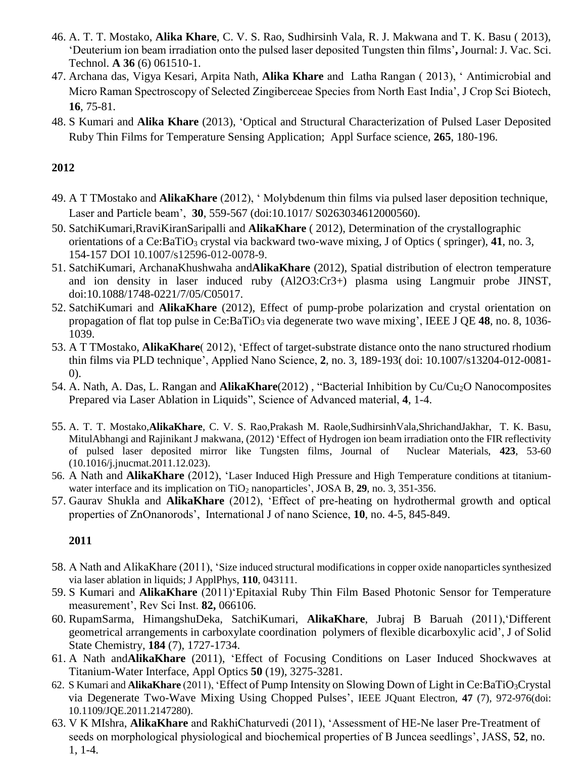46. A. T. T. Mostako, **Alika Khare**, C. V. S. Rao, Sudhirsinh Vala, R. J. Makwana and T. K. Basu ( 2013), 'Deuterium ion beam irradiation onto the pulsed laser deposited Tungsten thin films'**,** Journal: J. Vac. Sci. Technol. **A 36** (6) 061510-1.
47. Archana das, Vigya Kesari, Arpita Nath, **Alika Khare** and Latha Rangan ( 2013), ' Antimicrobial and Micro Raman Spectroscopy of Selected Zingiberceae Species from North East India', J Crop Sci Biotech, **16**, 75-81.
48. S Kumari and **Alika Khare** (2013), 'Optical and Structural Characterization of Pulsed Laser Deposited Ruby Thin Films for Temperature Sensing Application; Appl Surface science, **265**, 180-196.

**2012**

49. A T TMostako and **AlikaKhare** (2012), ' Molybdenum thin films via pulsed laser deposition technique, Laser and Particle beam', **30**, 559-567 (doi:10.1017/ S0263034612000560).
50. SatchiKumari,RraviKiranSaripalli and **AlikaKhare** ( 2012), Determination of the crystallographic orientations of a Ce:$BaTiO_3$ crystal via backward two-wave mixing, J of Optics ( springer), **41**, no. 3, 154-157 DOI 10.1007/s12596-012-0078-9.
51. SatchiKumari, ArchanaKhushwaha and**AlikaKhare** (2012), Spatial distribution of electron temperature and ion density in laser induced ruby (Al2O3:Cr3+) plasma using Langmuir probe JINST, doi:10.1088/1748-0221/7/05/C05017.
52. SatchiKumari and **AlikaKhare** (2012), Effect of pump-probe polarization and crystal orientation on propagation of flat top pulse in Ce:$BaTiO_3$ via degenerate two wave mixing', IEEE J QE **48**, no. 8, 1036-1039.
53. A T TMostako, **AlikaKhare**( 2012), 'Effect of target-substrate distance onto the nano structured rhodium thin films via PLD technique', Applied Nano Science, **2**, no. 3, 189-193( doi: 10.1007/s13204-012-0081-0).
54. A. Nath, A. Das, L. Rangan and **AlikaKhare**(2012) , "Bacterial Inhibition by Cu/$Cu_2O$ Nanocomposites Prepared via Laser Ablation in Liquids", Science of Advanced material, **4**, 1-4.
55. A. T. T. Mostako,**AlikaKhare**, C. V. S. Rao,Prakash M. Raole,SudhirsinhVala,ShrichandJakhar, T. K. Basu, MitulAbhangi and Rajinikant J makwana, (2012) 'Effect of Hydrogen ion beam irradiation onto the FIR reflectivity of pulsed laser deposited mirror like Tungsten films, Journal of Nuclear Materials, **423**, 53-60 (10.1016/j.jnucmat.2011.12.023).
56. A Nath and **AlikaKhare** (2012), 'Laser Induced High Pressure and High Temperature conditions at titanium-water interface and its implication on $TiO_2$ nanoparticles', JOSA B, **29**, no. 3, 351-356.
57. Gaurav Shukla and **AlikaKhare** (2012), 'Effect of pre-heating on hydrothermal growth and optical properties of ZnOnanorods', International J of nano Science, **10**, no. 4-5, 845-849.

**2011**

58. A Nath and AlikaKhare (2011), 'Size induced structural modifications in copper oxide nanoparticles synthesized via laser ablation in liquids; J ApplPhys, **110**, 043111.
59. S Kumari and **AlikaKhare** (2011)'Epitaxial Ruby Thin Film Based Photonic Sensor for Temperature measurement', Rev Sci Inst. **82,** 066106.
60. RupamSarma, HimangshuDeka, SatchiKumari, **AlikaKhare**, Jubraj B Baruah (2011),'Different geometrical arrangements in carboxylate coordination polymers of flexible dicarboxylic acid', J of Solid State Chemistry, **184** (7), 1727-1734.
61. A Nath and**AlikaKhare** (2011), 'Effect of Focusing Conditions on Laser Induced Shockwaves at Titanium-Water Interface, Appl Optics **50** (19), 3275-3281.
62. S Kumari and **AlikaKhare** (2011), 'Effect of Pump Intensity on Slowing Down of Light in Ce:$BaTiO_3$Crystal via Degenerate Two-Wave Mixing Using Chopped Pulses', IEEE JQuant Electron, **47** (7), 972-976(doi: 10.1109/JQE.2011.2147280).
63. V K MIshra, **AlikaKhare** and RakhiChaturvedi (2011), 'Assessment of HE-Ne laser Pre-Treatment of seeds on morphological physiological and biochemical properties of B Juncea seedlings', JASS, **52**, no. 1, 1-4.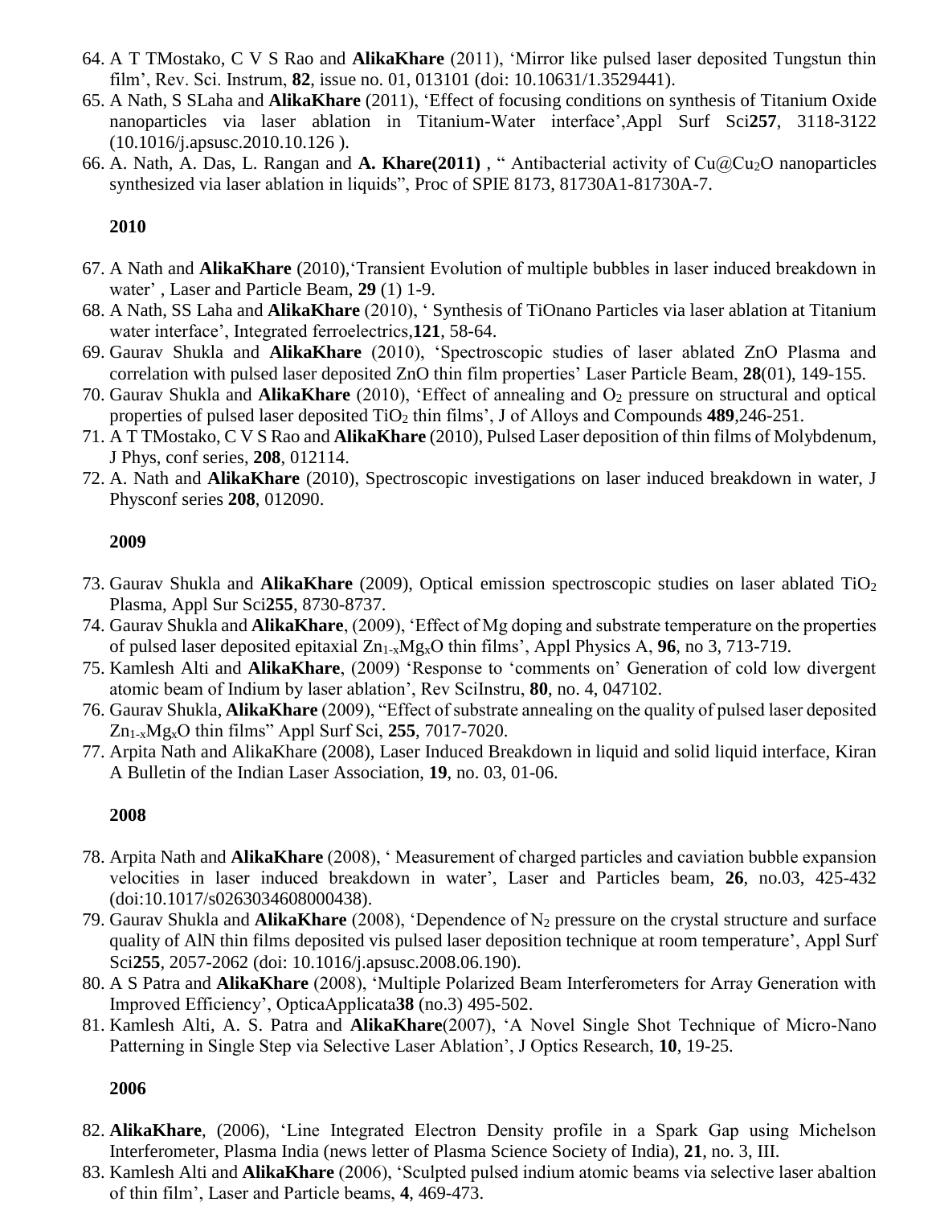64. A T TMostako, C V S Rao and **AlikaKhare** (2011), 'Mirror like pulsed laser deposited Tungstun thin film', Rev. Sci. Instrum, **82**, issue no. 01, 013101 (doi: 10.10631/1.3529441).
65. A Nath, S SLaha and **AlikaKhare** (2011), 'Effect of focusing conditions on synthesis of Titanium Oxide nanoparticles via laser ablation in Titanium-Water interface',Appl Surf Sci**257**, 3118-3122 (10.1016/j.apsusc.2010.10.126 ).
66. A. Nath, A. Das, L. Rangan and **A. Khare(2011)** , " Antibacterial activity of Cu@$Cu_2O$ nanoparticles synthesized via laser ablation in liquids", Proc of SPIE 8173, 81730A1-81730A-7.

**2010**

67. A Nath and **AlikaKhare** (2010),'Transient Evolution of multiple bubbles in laser induced breakdown in water' , Laser and Particle Beam, **29** (1) 1-9.
68. A Nath, SS Laha and **AlikaKhare** (2010), ' Synthesis of TiOnano Particles via laser ablation at Titanium water interface', Integrated ferroelectrics,**121**, 58-64.
69. Gaurav Shukla and **AlikaKhare** (2010), 'Spectroscopic studies of laser ablated ZnO Plasma and correlation with pulsed laser deposited ZnO thin film properties' Laser Particle Beam, **28**(01), 149-155.
70. Gaurav Shukla and **AlikaKhare** (2010), 'Effect of annealing and $O_2$ pressure on structural and optical properties of pulsed laser deposited $TiO_2$ thin films', J of Alloys and Compounds **489**,246-251.
71. A T TMostako, C V S Rao and **AlikaKhare** (2010), Pulsed Laser deposition of thin films of Molybdenum, J Phys, conf series, **208**, 012114.
72. A. Nath and **AlikaKhare** (2010), Spectroscopic investigations on laser induced breakdown in water, J Physconf series **208**, 012090.

**2009**

73. Gaurav Shukla and **AlikaKhare** (2009), Optical emission spectroscopic studies on laser ablated $TiO_2$ Plasma, Appl Sur Sci**255**, 8730-8737.
74. Gaurav Shukla and **AlikaKhare**, (2009), 'Effect of Mg doping and substrate temperature on the properties of pulsed laser deposited epitaxial $Zn_{1-x}Mg_xO$ thin films', Appl Physics A, **96**, no 3, 713-719.
75. Kamlesh Alti and **AlikaKhare**, (2009) 'Response to 'comments on' Generation of cold low divergent atomic beam of Indium by laser ablation', Rev SciInstru, **80**, no. 4, 047102.
76. Gaurav Shukla, **AlikaKhare** (2009), "Effect of substrate annealing on the quality of pulsed laser deposited $Zn_{1-x}Mg_xO$ thin films" Appl Surf Sci, **255**, 7017-7020.
77. Arpita Nath and AlikaKhare (2008), Laser Induced Breakdown in liquid and solid liquid interface, Kiran A Bulletin of the Indian Laser Association, **19**, no. 03, 01-06.

**2008**

78. Arpita Nath and **AlikaKhare** (2008), ' Measurement of charged particles and caviation bubble expansion velocities in laser induced breakdown in water', Laser and Particles beam, **26**, no.03, 425-432 (doi:10.1017/s0263034608000438).
79. Gaurav Shukla and **AlikaKhare** (2008), 'Dependence of $N_2$ pressure on the crystal structure and surface quality of AlN thin films deposited vis pulsed laser deposition technique at room temperature', Appl Surf Sci**255**, 2057-2062 (doi: 10.1016/j.apsusc.2008.06.190).
80. A S Patra and **AlikaKhare** (2008), 'Multiple Polarized Beam Interferometers for Array Generation with Improved Efficiency', OpticaApplicata**38** (no.3) 495-502.
81. Kamlesh Alti, A. S. Patra and **AlikaKhare**(2007), 'A Novel Single Shot Technique of Micro-Nano Patterning in Single Step via Selective Laser Ablation', J Optics Research, **10**, 19-25.

**2006**

82. **AlikaKhare**, (2006), 'Line Integrated Electron Density profile in a Spark Gap using Michelson Interferometer, Plasma India (news letter of Plasma Science Society of India), **21**, no. 3, III.
83. Kamlesh Alti and **AlikaKhare** (2006), 'Sculpted pulsed indium atomic beams via selective laser abaltion of thin film', Laser and Particle beams, **4**, 469-473.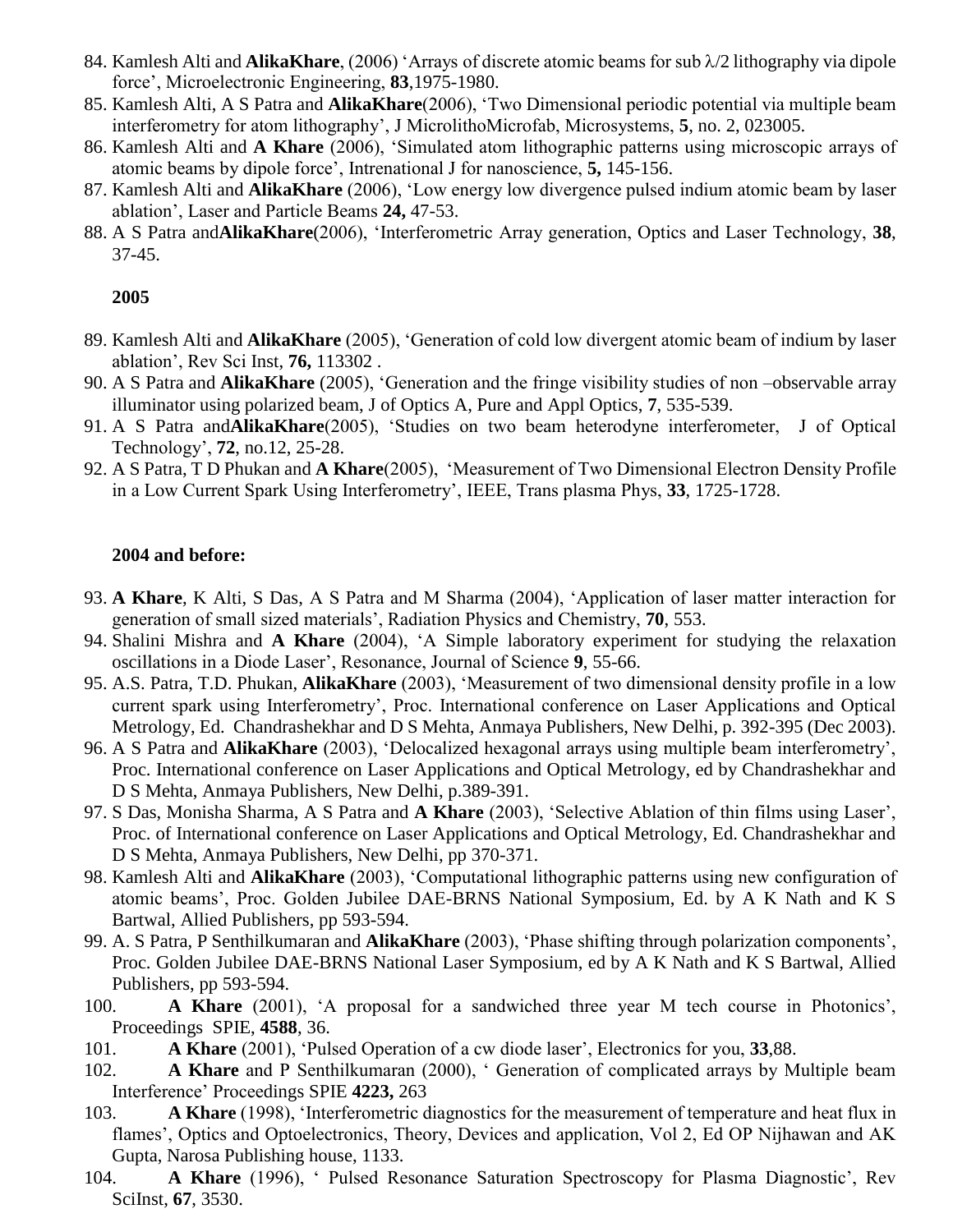84. Kamlesh Alti and **AlikaKhare**, (2006) 'Arrays of discrete atomic beams for sub $\lambda/2$ lithography via dipole force', Microelectronic Engineering, **83**,1975-1980.
85. Kamlesh Alti, A S Patra and **AlikaKhare**(2006), 'Two Dimensional periodic potential via multiple beam interferometry for atom lithography', J MicrolithoMicrofab, Microsystems, **5**, no. 2, 023005.
86. Kamlesh Alti and **A Khare** (2006), 'Simulated atom lithographic patterns using microscopic arrays of atomic beams by dipole force', Intrenational J for nanoscience, **5,** 145-156.
87. Kamlesh Alti and **AlikaKhare** (2006), 'Low energy low divergence pulsed indium atomic beam by laser ablation', Laser and Particle Beams **24,** 47-53.
88. A S Patra and**AlikaKhare**(2006), 'Interferometric Array generation, Optics and Laser Technology, **38**, 37-45.

**2005**

89. Kamlesh Alti and **AlikaKhare** (2005), 'Generation of cold low divergent atomic beam of indium by laser ablation', Rev Sci Inst, **76,** 113302 .
90. A S Patra and **AlikaKhare** (2005), 'Generation and the fringe visibility studies of non –observable array illuminator using polarized beam, J of Optics A, Pure and Appl Optics, **7**, 535-539.
91. A S Patra and**AlikaKhare**(2005), 'Studies on two beam heterodyne interferometer, J of Optical Technology', **72**, no.12, 25-28.
92. A S Patra, T D Phukan and **A Khare**(2005), 'Measurement of Two Dimensional Electron Density Profile in a Low Current Spark Using Interferometry', IEEE, Trans plasma Phys, **33**, 1725-1728.

**2004 and before:**

93. **A Khare**, K Alti, S Das, A S Patra and M Sharma (2004), 'Application of laser matter interaction for generation of small sized materials', Radiation Physics and Chemistry, **70**, 553.
94. Shalini Mishra and **A Khare** (2004), 'A Simple laboratory experiment for studying the relaxation oscillations in a Diode Laser', Resonance, Journal of Science **9**, 55-66.
95. A.S. Patra, T.D. Phukan, **AlikaKhare** (2003), 'Measurement of two dimensional density profile in a low current spark using Interferometry', Proc. International conference on Laser Applications and Optical Metrology, Ed. Chandrashekhar and D S Mehta, Anmaya Publishers, New Delhi, p. 392-395 (Dec 2003).
96. A S Patra and **AlikaKhare** (2003), 'Delocalized hexagonal arrays using multiple beam interferometry', Proc. International conference on Laser Applications and Optical Metrology, ed by Chandrashekhar and D S Mehta, Anmaya Publishers, New Delhi, p.389-391.
97. S Das, Monisha Sharma, A S Patra and **A Khare** (2003), 'Selective Ablation of thin films using Laser', Proc. of International conference on Laser Applications and Optical Metrology, Ed. Chandrashekhar and D S Mehta, Anmaya Publishers, New Delhi, pp 370-371.
98. Kamlesh Alti and **AlikaKhare** (2003), 'Computational lithographic patterns using new configuration of atomic beams', Proc. Golden Jubilee DAE-BRNS National Symposium, Ed. by A K Nath and K S Bartwal, Allied Publishers, pp 593-594.
99. A. S Patra, P Senthilkumaran and **AlikaKhare** (2003), 'Phase shifting through polarization components', Proc. Golden Jubilee DAE-BRNS National Laser Symposium, ed by A K Nath and K S Bartwal, Allied Publishers, pp 593-594.
100. **A Khare** (2001), 'A proposal for a sandwiched three year M tech course in Photonics', Proceedings SPIE, **4588**, 36.
101. **A Khare** (2001), 'Pulsed Operation of a cw diode laser', Electronics for you, **33**,88.
102. **A Khare** and P Senthilkumaran (2000), ' Generation of complicated arrays by Multiple beam Interference' Proceedings SPIE **4223,** 263
103. **A Khare** (1998), 'Interferometric diagnostics for the measurement of temperature and heat flux in flames', Optics and Optoelectronics, Theory, Devices and application, Vol 2, Ed OP Nijhawan and AK Gupta, Narosa Publishing house, 1133.
104. **A Khare** (1996), ' Pulsed Resonance Saturation Spectroscopy for Plasma Diagnostic', Rev SciInst, **67**, 3530.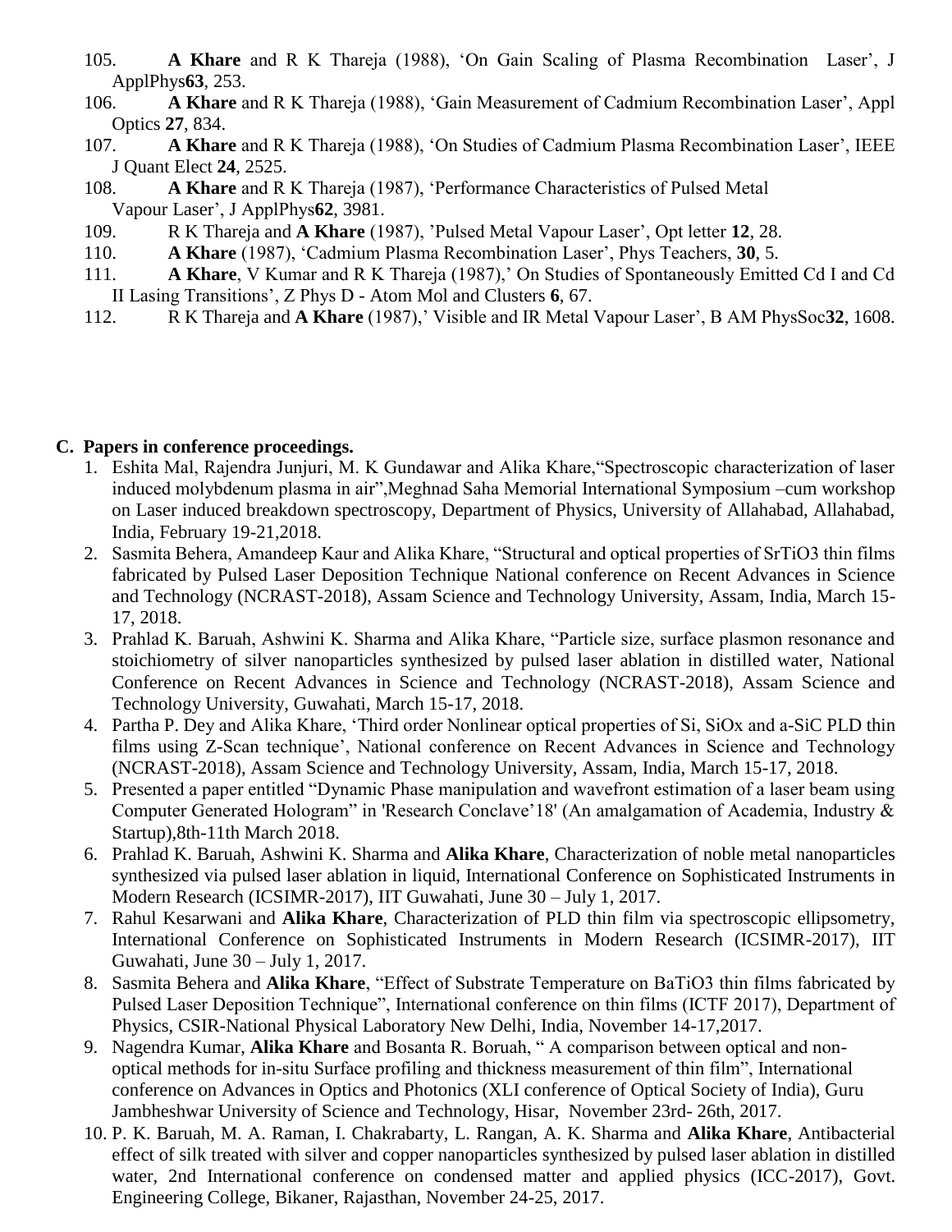105. **A Khare** and R K Thareja (1988), 'On Gain Scaling of Plasma Recombination Laser', J ApplPhys**63**, 253.
106. **A Khare** and R K Thareja (1988), 'Gain Measurement of Cadmium Recombination Laser', Appl Optics **27**, 834.
107. **A Khare** and R K Thareja (1988), 'On Studies of Cadmium Plasma Recombination Laser', IEEE J Quant Elect **24**, 2525.
108. **A Khare** and R K Thareja (1987), 'Performance Characteristics of Pulsed Metal Vapour Laser', J ApplPhys**62**, 3981.
109. R K Thareja and **A Khare** (1987), 'Pulsed Metal Vapour Laser', Opt letter **12**, 28.
110. **A Khare** (1987), 'Cadmium Plasma Recombination Laser', Phys Teachers, **30**, 5.
111. **A Khare**, V Kumar and R K Thareja (1987),' On Studies of Spontaneously Emitted Cd I and Cd II Lasing Transitions', Z Phys D - Atom Mol and Clusters **6**, 67.
112. R K Thareja and **A Khare** (1987),' Visible and IR Metal Vapour Laser', B AM PhysSoc**32**, 1608.

**C. Papers in conference proceedings.**

1. Eshita Mal, Rajendra Junjuri, M. K Gundawar and Alika Khare,"Spectroscopic characterization of laser induced molybdenum plasma in air",Meghnad Saha Memorial International Symposium –cum workshop on Laser induced breakdown spectroscopy, Department of Physics, University of Allahabad, Allahabad, India, February 19-21,2018.
2. Sasmita Behera, Amandeep Kaur and Alika Khare, "Structural and optical properties of $SrTiO_3$ thin films fabricated by Pulsed Laser Deposition Technique National conference on Recent Advances in Science and Technology (NCRAST-2018), Assam Science and Technology University, Assam, India, March 15-17, 2018.
3. Prahlad K. Baruah, Ashwini K. Sharma and Alika Khare, "Particle size, surface plasmon resonance and stoichiometry of silver nanoparticles synthesized by pulsed laser ablation in distilled water, National Conference on Recent Advances in Science and Technology (NCRAST-2018), Assam Science and Technology University, Guwahati, March 15-17, 2018.
4. Partha P. Dey and Alika Khare, 'Third order Nonlinear optical properties of Si, SiOx and a-SiC PLD thin films using Z-Scan technique', National conference on Recent Advances in Science and Technology (NCRAST-2018), Assam Science and Technology University, Assam, India, March 15-17, 2018.
5. Presented a paper entitled "Dynamic Phase manipulation and wavefront estimation of a laser beam using Computer Generated Hologram" in 'Research Conclave'18' (An amalgamation of Academia, Industry & Startup),8th-11th March 2018.
6. Prahlad K. Baruah, Ashwini K. Sharma and **Alika Khare**, Characterization of noble metal nanoparticles synthesized via pulsed laser ablation in liquid, International Conference on Sophisticated Instruments in Modern Research (ICSIMR-2017), IIT Guwahati, June 30 – July 1, 2017.
7. Rahul Kesarwani and **Alika Khare**, Characterization of PLD thin film via spectroscopic ellipsometry, International Conference on Sophisticated Instruments in Modern Research (ICSIMR-2017), IIT Guwahati, June 30 – July 1, 2017.
8. Sasmita Behera and **Alika Khare**, "Effect of Substrate Temperature on $BaTiO_3$ thin films fabricated by Pulsed Laser Deposition Technique", International conference on thin films (ICTF 2017), Department of Physics, CSIR-National Physical Laboratory New Delhi, India, November 14-17,2017.
9. Nagendra Kumar, **Alika Khare** and Bosanta R. Boruah, " A comparison between optical and non-optical methods for in-situ Surface profiling and thickness measurement of thin film", International conference on Advances in Optics and Photonics (XLI conference of Optical Society of India), Guru Jambheshwar University of Science and Technology, Hisar, November 23rd- 26th, 2017.
10. P. K. Baruah, M. A. Raman, I. Chakrabarty, L. Rangan, A. K. Sharma and **Alika Khare**, Antibacterial effect of silk treated with silver and copper nanoparticles synthesized by pulsed laser ablation in distilled water, 2nd International conference on condensed matter and applied physics (ICC-2017), Govt. Engineering College, Bikaner, Rajasthan, November 24-25, 2017.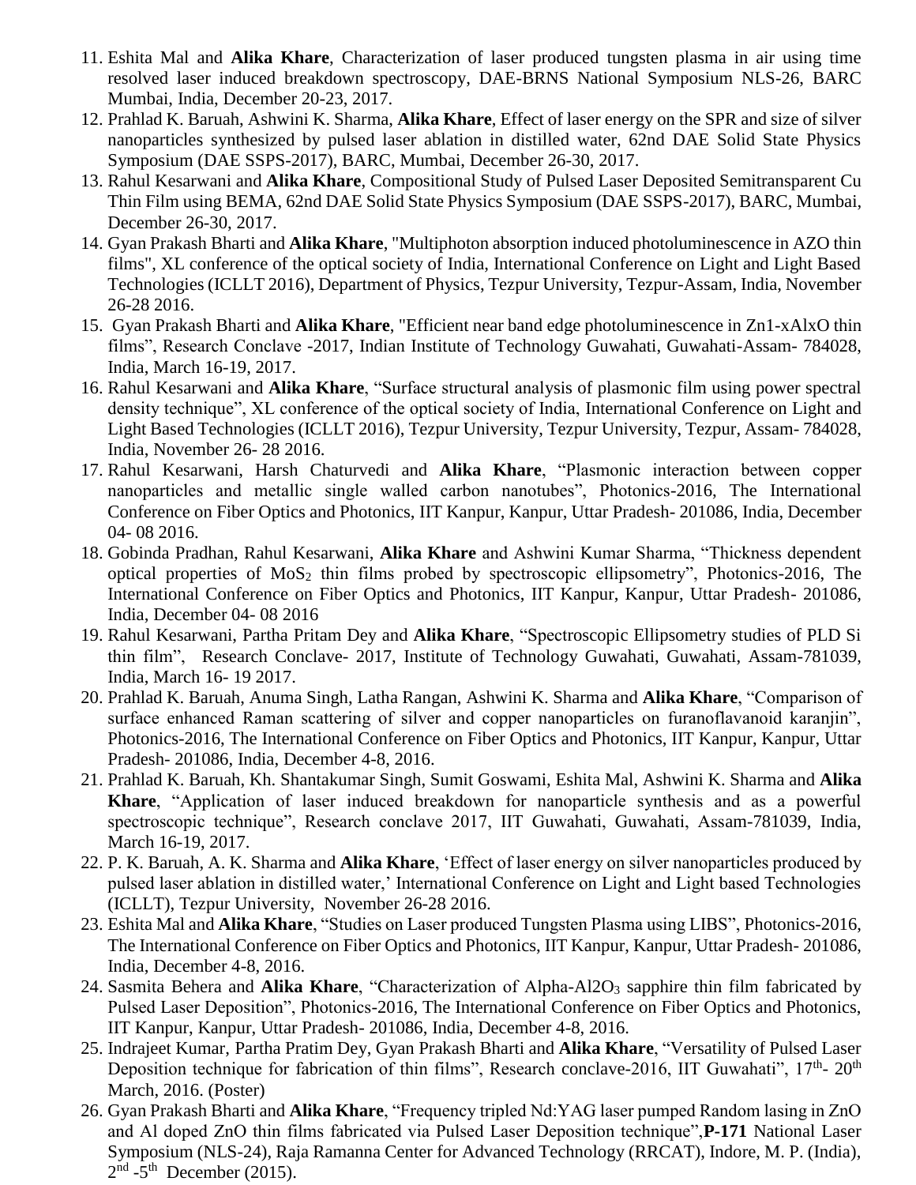11. Eshita Mal and **Alika Khare**, Characterization of laser produced tungsten plasma in air using time resolved laser induced breakdown spectroscopy, DAE-BRNS National Symposium NLS-26, BARC Mumbai, India, December 20-23, 2017.
12. Prahlad K. Baruah, Ashwini K. Sharma, **Alika Khare**, Effect of laser energy on the SPR and size of silver nanoparticles synthesized by pulsed laser ablation in distilled water, 62nd DAE Solid State Physics Symposium (DAE SSPS-2017), BARC, Mumbai, December 26-30, 2017.
13. Rahul Kesarwani and **Alika Khare**, Compositional Study of Pulsed Laser Deposited Semitransparent Cu Thin Film using BEMA, 62nd DAE Solid State Physics Symposium (DAE SSPS-2017), BARC, Mumbai, December 26-30, 2017.
14. Gyan Prakash Bharti and **Alika Khare**, "Multiphoton absorption induced photoluminescence in AZO thin films", XL conference of the optical society of India, International Conference on Light and Light Based Technologies (ICLLT 2016), Department of Physics, Tezpur University, Tezpur-Assam, India, November 26-28 2016.
15. Gyan Prakash Bharti and **Alika Khare**, "Efficient near band edge photoluminescence in Zn1-xAlxO thin films", Research Conclave -2017, Indian Institute of Technology Guwahati, Guwahati-Assam- 784028, India, March 16-19, 2017.
16. Rahul Kesarwani and **Alika Khare**, "Surface structural analysis of plasmonic film using power spectral density technique", XL conference of the optical society of India, International Conference on Light and Light Based Technologies (ICLLT 2016), Tezpur University, Tezpur University, Tezpur, Assam- 784028, India, November 26- 28 2016.
17. Rahul Kesarwani, Harsh Chaturvedi and **Alika Khare**, "Plasmonic interaction between copper nanoparticles and metallic single walled carbon nanotubes", Photonics-2016, The International Conference on Fiber Optics and Photonics, IIT Kanpur, Kanpur, Uttar Pradesh- 201086, India, December 04- 08 2016.
18. Gobinda Pradhan, Rahul Kesarwani, **Alika Khare** and Ashwini Kumar Sharma, "Thickness dependent optical properties of $MoS_2$ thin films probed by spectroscopic ellipsometry", Photonics-2016, The International Conference on Fiber Optics and Photonics, IIT Kanpur, Kanpur, Uttar Pradesh- 201086, India, December 04- 08 2016
19. Rahul Kesarwani, Partha Pritam Dey and **Alika Khare**, "Spectroscopic Ellipsometry studies of PLD Si thin film", Research Conclave- 2017, Institute of Technology Guwahati, Guwahati, Assam-781039, India, March 16- 19 2017.
20. Prahlad K. Baruah, Anuma Singh, Latha Rangan, Ashwini K. Sharma and **Alika Khare**, "Comparison of surface enhanced Raman scattering of silver and copper nanoparticles on furanoflavanoid karanjin", Photonics-2016, The International Conference on Fiber Optics and Photonics, IIT Kanpur, Kanpur, Uttar Pradesh- 201086, India, December 4-8, 2016.
21. Prahlad K. Baruah, Kh. Shantakumar Singh, Sumit Goswami, Eshita Mal, Ashwini K. Sharma and **Alika Khare**, "Application of laser induced breakdown for nanoparticle synthesis and as a powerful spectroscopic technique", Research conclave 2017, IIT Guwahati, Guwahati, Assam-781039, India, March 16-19, 2017.
22. P. K. Baruah, A. K. Sharma and **Alika Khare**, 'Effect of laser energy on silver nanoparticles produced by pulsed laser ablation in distilled water,' International Conference on Light and Light based Technologies (ICLLT), Tezpur University, November 26-28 2016.
23. Eshita Mal and **Alika Khare**, "Studies on Laser produced Tungsten Plasma using LIBS", Photonics-2016, The International Conference on Fiber Optics and Photonics, IIT Kanpur, Kanpur, Uttar Pradesh- 201086, India, December 4-8, 2016.
24. Sasmita Behera and **Alika Khare**, "Characterization of Alpha-$Al_2O_3$ sapphire thin film fabricated by Pulsed Laser Deposition", Photonics-2016, The International Conference on Fiber Optics and Photonics, IIT Kanpur, Kanpur, Uttar Pradesh- 201086, India, December 4-8, 2016.
25. Indrajeet Kumar, Partha Pratim Dey, Gyan Prakash Bharti and **Alika Khare**, "Versatility of Pulsed Laser Deposition technique for fabrication of thin films", Research conclave-2016, IIT Guwahati", 17th- 20th March, 2016. (Poster)
26. Gyan Prakash Bharti and **Alika Khare**, "Frequency tripled Nd:YAG laser pumped Random lasing in ZnO and Al doped ZnO thin films fabricated via Pulsed Laser Deposition technique",**P-171** National Laser Symposium (NLS-24), Raja Ramanna Center for Advanced Technology (RRCAT), Indore, M. P. (India), 2nd -5th December (2015).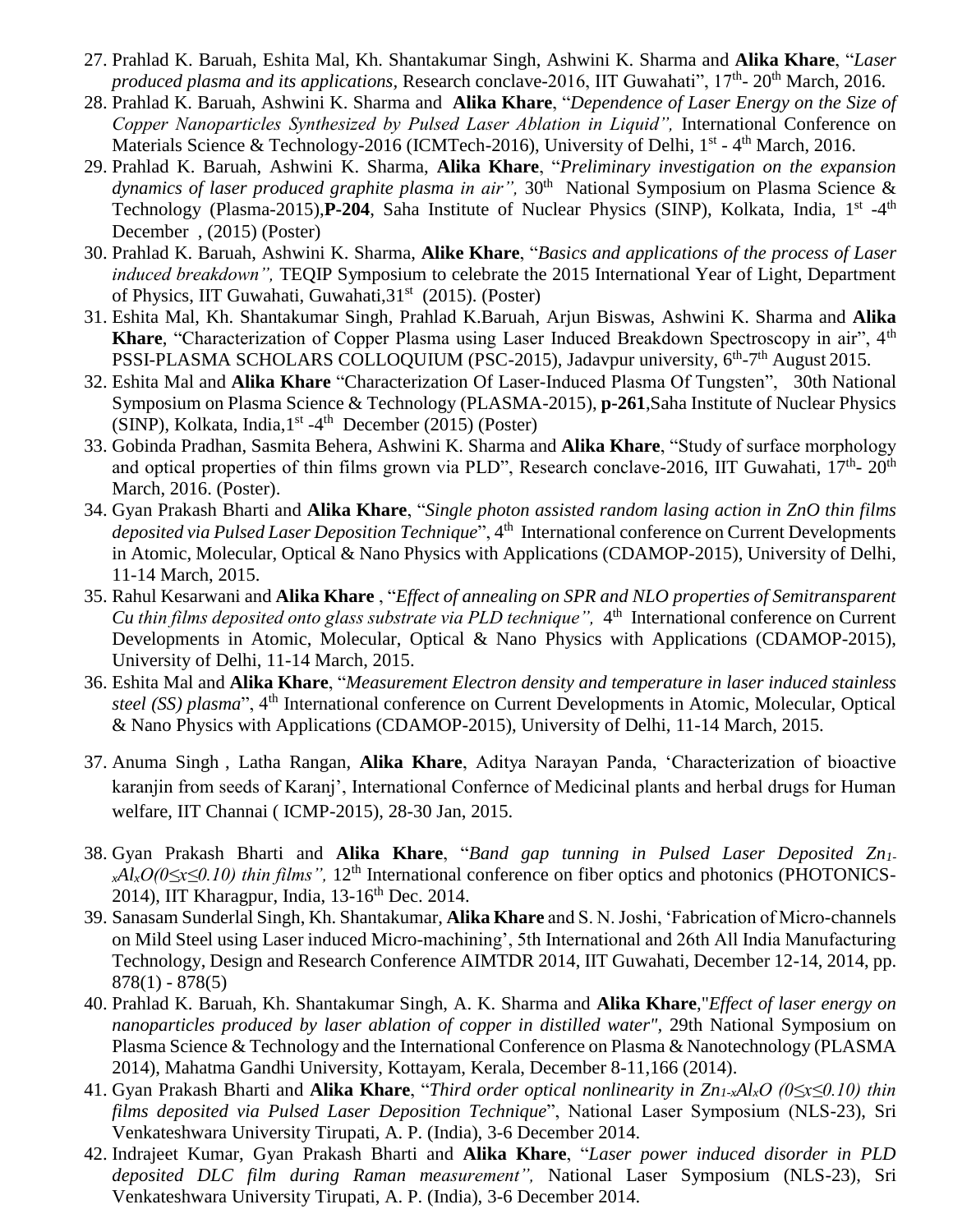27. Prahlad K. Baruah, Eshita Mal, Kh. Shantakumar Singh, Ashwini K. Sharma and **Alika Khare**, "*Laser produced plasma and its applications*, Research conclave-2016, IIT Guwahati", 17th- 20th March, 2016.
28. Prahlad K. Baruah, Ashwini K. Sharma and **Alika Khare**, "*Dependence of Laser Energy on the Size of Copper Nanoparticles Synthesized by Pulsed Laser Ablation in Liquid",* International Conference on Materials Science & Technology-2016 (ICMTech-2016), University of Delhi, 1st - 4th March, 2016.
29. Prahlad K. Baruah, Ashwini K. Sharma, **Alika Khare**, "*Preliminary investigation on the expansion dynamics of laser produced graphite plasma in air",* 30th National Symposium on Plasma Science & Technology (Plasma-2015),**P-204**, Saha Institute of Nuclear Physics (SINP), Kolkata, India, 1st -4th December , (2015) (Poster)
30. Prahlad K. Baruah, Ashwini K. Sharma, **Alike Khare**, "*Basics and applications of the process of Laser induced breakdown",* TEQIP Symposium to celebrate the 2015 International Year of Light, Department of Physics, IIT Guwahati, Guwahati,31st (2015). (Poster)
31. Eshita Mal, Kh. Shantakumar Singh, Prahlad K.Baruah, Arjun Biswas, Ashwini K. Sharma and **Alika Khare**, "Characterization of Copper Plasma using Laser Induced Breakdown Spectroscopy in air", 4th PSSI-PLASMA SCHOLARS COLLOQUIUM (PSC-2015), Jadavpur university, 6th-7th August 2015.
32. Eshita Mal and **Alika Khare** "Characterization Of Laser-Induced Plasma Of Tungsten", 30th National Symposium on Plasma Science & Technology (PLASMA-2015), **p-261**,Saha Institute of Nuclear Physics (SINP), Kolkata, India,1st -4th December (2015) (Poster)
33. Gobinda Pradhan, Sasmita Behera, Ashwini K. Sharma and **Alika Khare**, "Study of surface morphology and optical properties of thin films grown via PLD", Research conclave-2016, IIT Guwahati, 17th- 20th March, 2016. (Poster).
34. Gyan Prakash Bharti and **Alika Khare**, "*Single photon assisted random lasing action in ZnO thin films deposited via Pulsed Laser Deposition Technique*", 4th International conference on Current Developments in Atomic, Molecular, Optical & Nano Physics with Applications (CDAMOP-2015), University of Delhi, 11-14 March, 2015.
35. Rahul Kesarwani and **Alika Khare** , "*Effect of annealing on SPR and NLO properties of Semitransparent Cu thin films deposited onto glass substrate via PLD technique",* 4th International conference on Current Developments in Atomic, Molecular, Optical & Nano Physics with Applications (CDAMOP-2015), University of Delhi, 11-14 March, 2015.
36. Eshita Mal and **Alika Khare**, "*Measurement Electron density and temperature in laser induced stainless steel (SS) plasma*", 4th International conference on Current Developments in Atomic, Molecular, Optical & Nano Physics with Applications (CDAMOP-2015), University of Delhi, 11-14 March, 2015.
37. Anuma Singh , Latha Rangan, **Alika Khare**, Aditya Narayan Panda, 'Characterization of bioactive karanjin from seeds of Karanj', International Confernce of Medicinal plants and herbal drugs for Human welfare, IIT Channai ( ICMP-2015), 28-30 Jan, 2015.
38. Gyan Prakash Bharti and **Alika Khare**, "*Band gap tunning in Pulsed Laser Deposited $Zn_{1-x}Al_xO (0 \le x \le 0.10)$ thin films",* 12th International conference on fiber optics and photonics (PHOTONICS-2014), IIT Kharagpur, India, 13-16th Dec. 2014.
39. Sanasam Sunderlal Singh, Kh. Shantakumar, **Alika Khare** and S. N. Joshi, 'Fabrication of Micro-channels on Mild Steel using Laser induced Micro-machining', 5th International and 26th All India Manufacturing Technology, Design and Research Conference AIMTDR 2014, IIT Guwahati, December 12-14, 2014, pp. 878(1) - 878(5)
40. Prahlad K. Baruah, Kh. Shantakumar Singh, A. K. Sharma and **Alika Khare**,"*Effect of laser energy on nanoparticles produced by laser ablation of copper in distilled water"*, 29th National Symposium on Plasma Science & Technology and the International Conference on Plasma & Nanotechnology (PLASMA 2014), Mahatma Gandhi University, Kottayam, Kerala, December 8-11,166 (2014).
41. Gyan Prakash Bharti and **Alika Khare**, "*Third order optical nonlinearity in $Zn_{1-x}Al_xO$ $(0 \le x \le 0.10)$ thin films deposited via Pulsed Laser Deposition Technique*", National Laser Symposium (NLS-23), Sri Venkateshwara University Tirupati, A. P. (India), 3-6 December 2014.
42. Indrajeet Kumar, Gyan Prakash Bharti and **Alika Khare**, "*Laser power induced disorder in PLD deposited DLC film during Raman measurement",* National Laser Symposium (NLS-23), Sri Venkateshwara University Tirupati, A. P. (India), 3-6 December 2014.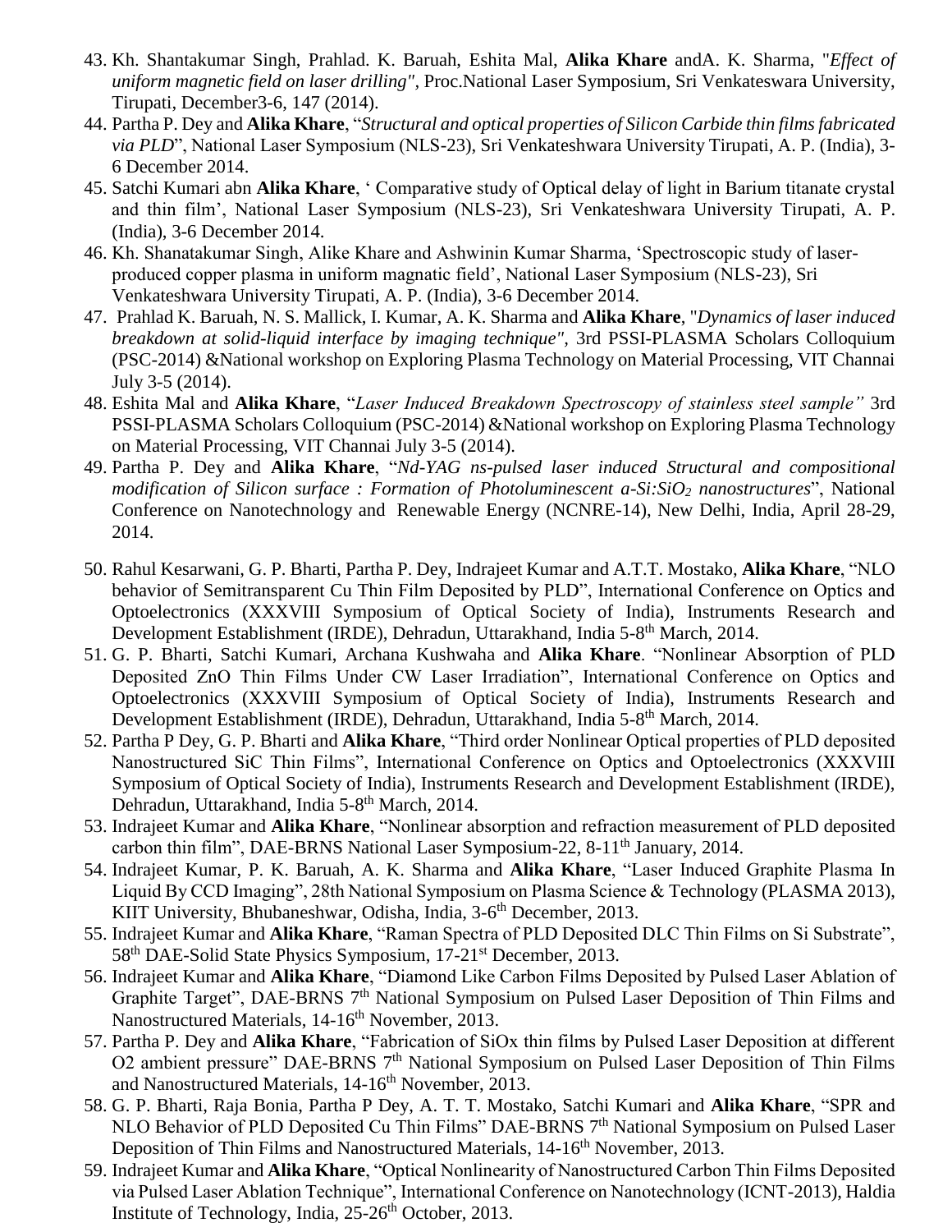43. Kh. Shantakumar Singh, Prahlad. K. Baruah, Eshita Mal, **Alika Khare** andA. K. Sharma, "*Effect of uniform magnetic field on laser drilling"*, Proc.National Laser Symposium, Sri Venkateswara University, Tirupati, December3-6, 147 (2014).
44. Partha P. Dey and **Alika Khare**, "*Structural and optical properties of Silicon Carbide thin films fabricated via PLD*", National Laser Symposium (NLS-23), Sri Venkateshwara University Tirupati, A. P. (India), 3-6 December 2014.
45. Satchi Kumari abn **Alika Khare**, ' Comparative study of Optical delay of light in Barium titanate crystal and thin film', National Laser Symposium (NLS-23), Sri Venkateshwara University Tirupati, A. P. (India), 3-6 December 2014.
46. Kh. Shanatakumar Singh, Alike Khare and Ashwinin Kumar Sharma, 'Spectroscopic study of laser-produced copper plasma in uniform magnatic field', National Laser Symposium (NLS-23), Sri Venkateshwara University Tirupati, A. P. (India), 3-6 December 2014.
47. Prahlad K. Baruah, N. S. Mallick, I. Kumar, A. K. Sharma and **Alika Khare**, "*Dynamics of laser induced breakdown at solid-liquid interface by imaging technique"*, 3rd PSSI-PLASMA Scholars Colloquium (PSC-2014) &National workshop on Exploring Plasma Technology on Material Processing, VIT Channai July 3-5 (2014).
48. Eshita Mal and **Alika Khare**, "*Laser Induced Breakdown Spectroscopy of stainless steel sample"* 3rd PSSI-PLASMA Scholars Colloquium (PSC-2014) &National workshop on Exploring Plasma Technology on Material Processing, VIT Channai July 3-5 (2014).
49. Partha P. Dey and **Alika Khare**, "*Nd-YAG ns-pulsed laser induced Structural and compositional modification of Silicon surface : Formation of Photoluminescent a-Si:SiO$_2$ nanostructures*", National Conference on Nanotechnology and Renewable Energy (NCNRE-14), New Delhi, India, April 28-29, 2014.
50. Rahul Kesarwani, G. P. Bharti, Partha P. Dey, Indrajeet Kumar and A.T.T. Mostako, **Alika Khare**, "NLO behavior of Semitransparent Cu Thin Film Deposited by PLD", International Conference on Optics and Optoelectronics (XXXVIII Symposium of Optical Society of India), Instruments Research and Development Establishment (IRDE), Dehradun, Uttarakhand, India 5-8th March, 2014.
51. G. P. Bharti, Satchi Kumari, Archana Kushwaha and **Alika Khare**. "Nonlinear Absorption of PLD Deposited ZnO Thin Films Under CW Laser Irradiation", International Conference on Optics and Optoelectronics (XXXVIII Symposium of Optical Society of India), Instruments Research and Development Establishment (IRDE), Dehradun, Uttarakhand, India 5-8th March, 2014.
52. Partha P Dey, G. P. Bharti and **Alika Khare**, "Third order Nonlinear Optical properties of PLD deposited Nanostructured SiC Thin Films", International Conference on Optics and Optoelectronics (XXXVIII Symposium of Optical Society of India), Instruments Research and Development Establishment (IRDE), Dehradun, Uttarakhand, India 5-8th March, 2014.
53. Indrajeet Kumar and **Alika Khare**, "Nonlinear absorption and refraction measurement of PLD deposited carbon thin film", DAE-BRNS National Laser Symposium-22, 8-11th January, 2014.
54. Indrajeet Kumar, P. K. Baruah, A. K. Sharma and **Alika Khare**, "Laser Induced Graphite Plasma In Liquid By CCD Imaging", 28th National Symposium on Plasma Science & Technology (PLASMA 2013), KIIT University, Bhubaneshwar, Odisha, India, 3-6th December, 2013.
55. Indrajeet Kumar and **Alika Khare**, "Raman Spectra of PLD Deposited DLC Thin Films on Si Substrate", 58th DAE-Solid State Physics Symposium, 17-21st December, 2013.
56. Indrajeet Kumar and **Alika Khare**, "Diamond Like Carbon Films Deposited by Pulsed Laser Ablation of Graphite Target", DAE-BRNS 7th National Symposium on Pulsed Laser Deposition of Thin Films and Nanostructured Materials, 14-16th November, 2013.
57. Partha P. Dey and **Alika Khare**, "Fabrication of SiOx thin films by Pulsed Laser Deposition at different O2 ambient pressure" DAE-BRNS 7th National Symposium on Pulsed Laser Deposition of Thin Films and Nanostructured Materials, 14-16th November, 2013.
58. G. P. Bharti, Raja Bonia, Partha P Dey, A. T. T. Mostako, Satchi Kumari and **Alika Khare**, "SPR and NLO Behavior of PLD Deposited Cu Thin Films" DAE-BRNS 7th National Symposium on Pulsed Laser Deposition of Thin Films and Nanostructured Materials, 14-16th November, 2013.
59. Indrajeet Kumar and **Alika Khare**, "Optical Nonlinearity of Nanostructured Carbon Thin Films Deposited via Pulsed Laser Ablation Technique", International Conference on Nanotechnology (ICNT-2013), Haldia Institute of Technology, India, 25-26th October, 2013.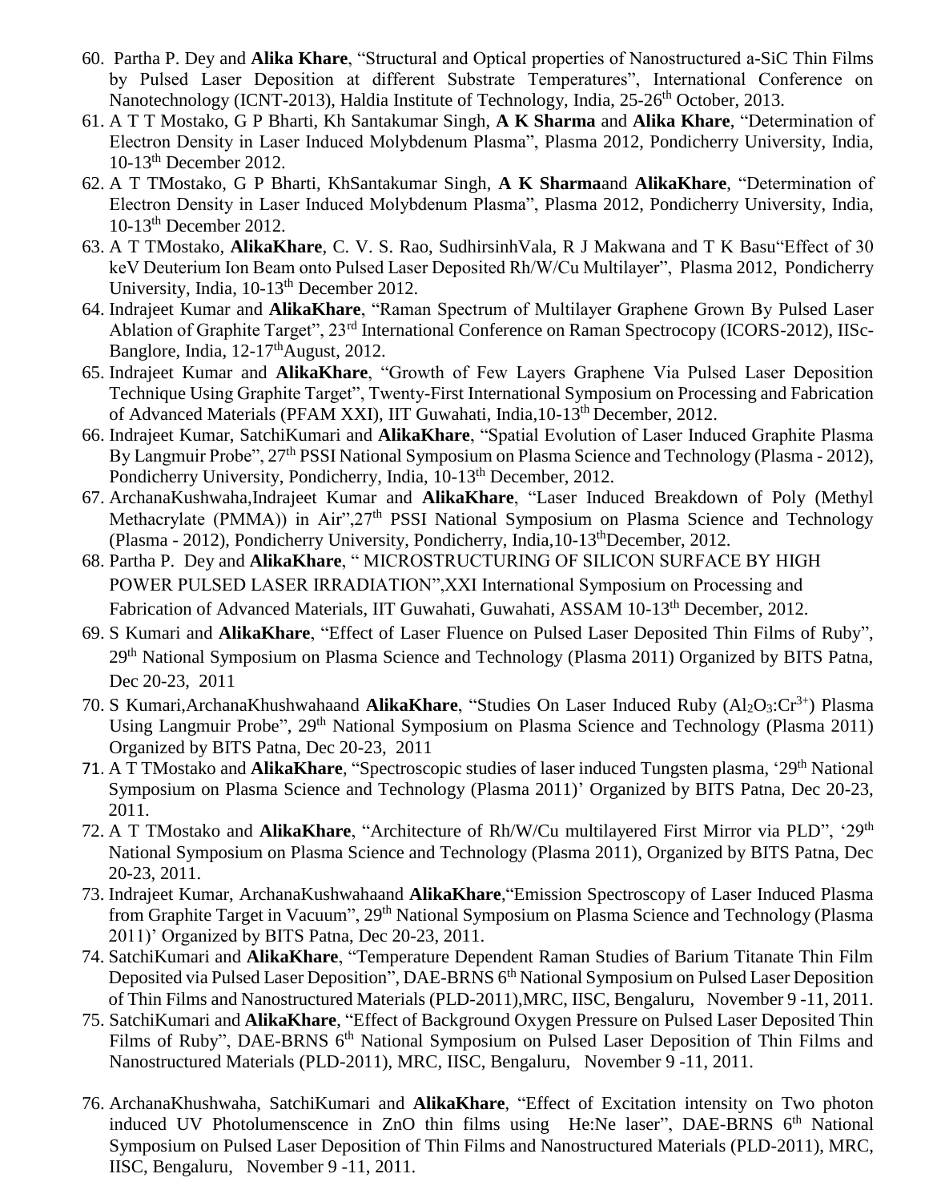60. Partha P. Dey and **Alika Khare**, "Structural and Optical properties of Nanostructured a-SiC Thin Films by Pulsed Laser Deposition at different Substrate Temperatures", International Conference on Nanotechnology (ICNT-2013), Haldia Institute of Technology, India, 25-26th October, 2013.
61. A T T Mostako, G P Bharti, Kh Santakumar Singh, **A K Sharma** and **Alika Khare**, "Determination of Electron Density in Laser Induced Molybdenum Plasma", Plasma 2012, Pondicherry University, India, 10-13th December 2012.
62. A T TMostako, G P Bharti, KhSantakumar Singh, **A K Sharma**and **AlikaKhare**, "Determination of Electron Density in Laser Induced Molybdenum Plasma", Plasma 2012, Pondicherry University, India, 10-13th December 2012.
63. A T TMostako, **AlikaKhare**, C. V. S. Rao, SudhirsinhVala, R J Makwana and T K Basu"Effect of 30 keV Deuterium Ion Beam onto Pulsed Laser Deposited Rh/W/Cu Multilayer", Plasma 2012, Pondicherry University, India, 10-13th December 2012.
64. Indrajeet Kumar and **AlikaKhare**, "Raman Spectrum of Multilayer Graphene Grown By Pulsed Laser Ablation of Graphite Target", 23rd International Conference on Raman Spectrocopy (ICORS-2012), IISc-Banglore, India, 12-17thAugust, 2012.
65. Indrajeet Kumar and **AlikaKhare**, "Growth of Few Layers Graphene Via Pulsed Laser Deposition Technique Using Graphite Target", Twenty-First International Symposium on Processing and Fabrication of Advanced Materials (PFAM XXI), IIT Guwahati, India,10-13th December, 2012.
66. Indrajeet Kumar, SatchiKumari and **AlikaKhare**, "Spatial Evolution of Laser Induced Graphite Plasma By Langmuir Probe", 27th PSSI National Symposium on Plasma Science and Technology (Plasma - 2012), Pondicherry University, Pondicherry, India, 10-13th December, 2012.
67. ArchanaKushwaha,Indrajeet Kumar and **AlikaKhare**, "Laser Induced Breakdown of Poly (Methyl Methacrylate (PMMA)) in Air",27th PSSI National Symposium on Plasma Science and Technology (Plasma - 2012), Pondicherry University, Pondicherry, India,10-13thDecember, 2012.
68. Partha P. Dey and **AlikaKhare**, " MICROSTRUCTURING OF SILICON SURFACE BY HIGH POWER PULSED LASER IRRADIATION",XXI International Symposium on Processing and Fabrication of Advanced Materials, IIT Guwahati, Guwahati, ASSAM 10-13th December, 2012.
69. S Kumari and **AlikaKhare**, "Effect of Laser Fluence on Pulsed Laser Deposited Thin Films of Ruby", 29th National Symposium on Plasma Science and Technology (Plasma 2011) Organized by BITS Patna, Dec 20-23, 2011
70. S Kumari,ArchanaKhushwahaand **AlikaKhare**, "Studies On Laser Induced Ruby ($Al_2O_3$:$Cr^{3+}$) Plasma Using Langmuir Probe", 29th National Symposium on Plasma Science and Technology (Plasma 2011) Organized by BITS Patna, Dec 20-23, 2011
71. A T TMostako and **AlikaKhare**, "Spectroscopic studies of laser induced Tungsten plasma, '29th National Symposium on Plasma Science and Technology (Plasma 2011)' Organized by BITS Patna, Dec 20-23, 2011.
72. A T TMostako and **AlikaKhare**, "Architecture of Rh/W/Cu multilayered First Mirror via PLD", '29th National Symposium on Plasma Science and Technology (Plasma 2011), Organized by BITS Patna, Dec 20-23, 2011.
73. Indrajeet Kumar, ArchanaKushwahaand **AlikaKhare**,"Emission Spectroscopy of Laser Induced Plasma from Graphite Target in Vacuum", 29th National Symposium on Plasma Science and Technology (Plasma 2011)' Organized by BITS Patna, Dec 20-23, 2011.
74. SatchiKumari and **AlikaKhare**, "Temperature Dependent Raman Studies of Barium Titanate Thin Film Deposited via Pulsed Laser Deposition", DAE-BRNS 6th National Symposium on Pulsed Laser Deposition of Thin Films and Nanostructured Materials (PLD-2011),MRC, IISC, Bengaluru, November 9 -11, 2011.
75. SatchiKumari and **AlikaKhare**, "Effect of Background Oxygen Pressure on Pulsed Laser Deposited Thin Films of Ruby", DAE-BRNS 6th National Symposium on Pulsed Laser Deposition of Thin Films and Nanostructured Materials (PLD-2011), MRC, IISC, Bengaluru, November 9 -11, 2011.
76. ArchanaKhushwaha, SatchiKumari and **AlikaKhare**, "Effect of Excitation intensity on Two photon induced UV Photolumenscence in ZnO thin films using He:Ne laser", DAE-BRNS 6th National Symposium on Pulsed Laser Deposition of Thin Films and Nanostructured Materials (PLD-2011), MRC, IISC, Bengaluru, November 9 -11, 2011.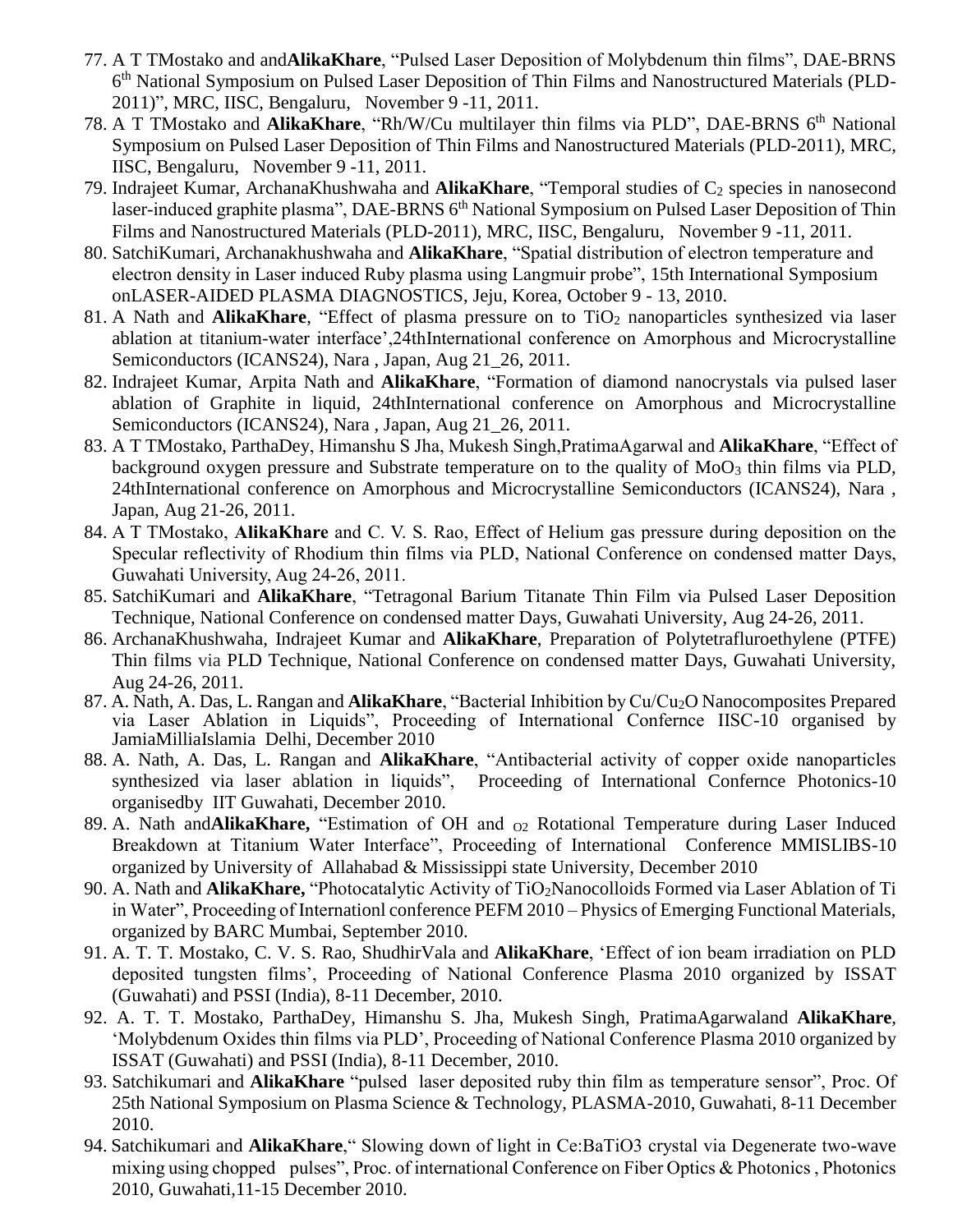77. A T TMostako and and**AlikaKhare**, "Pulsed Laser Deposition of Molybdenum thin films", DAE-BRNS 6th National Symposium on Pulsed Laser Deposition of Thin Films and Nanostructured Materials (PLD-2011)", MRC, IISC, Bengaluru, November 9 -11, 2011.
78. A T TMostako and **AlikaKhare**, "Rh/W/Cu multilayer thin films via PLD", DAE-BRNS 6th National Symposium on Pulsed Laser Deposition of Thin Films and Nanostructured Materials (PLD-2011), MRC, IISC, Bengaluru, November 9 -11, 2011.
79. Indrajeet Kumar, ArchanaKhushwaha and **AlikaKhare**, "Temporal studies of $C_2$ species in nanosecond laser-induced graphite plasma", DAE-BRNS 6th National Symposium on Pulsed Laser Deposition of Thin Films and Nanostructured Materials (PLD-2011), MRC, IISC, Bengaluru, November 9 -11, 2011.
80. SatchiKumari, Archanakhushwaha and **AlikaKhare**, "Spatial distribution of electron temperature and electron density in Laser induced Ruby plasma using Langmuir probe", 15th International Symposium onLASER-AIDED PLASMA DIAGNOSTICS, Jeju, Korea, October 9 - 13, 2010.
81. A Nath and **AlikaKhare**, "Effect of plasma pressure on to $TiO_2$ nanoparticles synthesized via laser ablation at titanium-water interface',24thInternational conference on Amorphous and Microcrystalline Semiconductors (ICANS24), Nara , Japan, Aug 21_26, 2011.
82. Indrajeet Kumar, Arpita Nath and **AlikaKhare**, "Formation of diamond nanocrystals via pulsed laser ablation of Graphite in liquid, 24thInternational conference on Amorphous and Microcrystalline Semiconductors (ICANS24), Nara , Japan, Aug 21_26, 2011.
83. A T TMostako, ParthaDey, Himanshu S Jha, Mukesh Singh,PratimaAgarwal and **AlikaKhare**, "Effect of background oxygen pressure and Substrate temperature on to the quality of $MoO_3$ thin films via PLD, 24thInternational conference on Amorphous and Microcrystalline Semiconductors (ICANS24), Nara , Japan, Aug 21-26, 2011.
84. A T TMostako, **AlikaKhare** and C. V. S. Rao, Effect of Helium gas pressure during deposition on the Specular reflectivity of Rhodium thin films via PLD, National Conference on condensed matter Days, Guwahati University, Aug 24-26, 2011.
85. SatchiKumari and **AlikaKhare**, "Tetragonal Barium Titanate Thin Film via Pulsed Laser Deposition Technique, National Conference on condensed matter Days, Guwahati University, Aug 24-26, 2011.
86. ArchanaKhushwaha, Indrajeet Kumar and **AlikaKhare**, Preparation of Polytetrafluroethylene (PTFE) Thin films via PLD Technique, National Conference on condensed matter Days, Guwahati University, Aug 24-26, 2011.
87. A. Nath, A. Das, L. Rangan and **AlikaKhare**, "Bacterial Inhibition by $Cu/Cu_2O$ Nanocomposites Prepared via Laser Ablation in Liquids", Proceeding of International Confernce IISC-10 organised by JamiaMilliaIslamia Delhi, December 2010
88. A. Nath, A. Das, L. Rangan and **AlikaKhare**, "Antibacterial activity of copper oxide nanoparticles synthesized via laser ablation in liquids", Proceeding of International Confernce Photonics-10 organisedby IIT Guwahati, December 2010.
89. A. Nath and**AlikaKhare,** "Estimation of OH and $_{O2}$ Rotational Temperature during Laser Induced Breakdown at Titanium Water Interface", Proceeding of International Conference MMISLIBS-10 organized by University of Allahabad & Mississippi state University, December 2010
90. A. Nath and **AlikaKhare,** "Photocatalytic Activity of $TiO_2$Nanocolloids Formed via Laser Ablation of Ti in Water", Proceeding of Internationl conference PEFM 2010 – Physics of Emerging Functional Materials, organized by BARC Mumbai, September 2010.
91. A. T. T. Mostako, C. V. S. Rao, ShudhirVala and **AlikaKhare**, 'Effect of ion beam irradiation on PLD deposited tungsten films', Proceeding of National Conference Plasma 2010 organized by ISSAT (Guwahati) and PSSI (India), 8-11 December, 2010.
92. A. T. T. Mostako, ParthaDey, Himanshu S. Jha, Mukesh Singh, PratimaAgarwaland **AlikaKhare**, 'Molybdenum Oxides thin films via PLD', Proceeding of National Conference Plasma 2010 organized by ISSAT (Guwahati) and PSSI (India), 8-11 December, 2010.
93. Satchikumari and **AlikaKhare** "pulsed laser deposited ruby thin film as temperature sensor", Proc. Of 25th National Symposium on Plasma Science & Technology, PLASMA-2010, Guwahati, 8-11 December 2010.
94. Satchikumari and **AlikaKhare**," Slowing down of light in Ce:BaTiO3 crystal via Degenerate two-wave mixing using chopped pulses", Proc. of international Conference on Fiber Optics & Photonics , Photonics 2010, Guwahati,11-15 December 2010.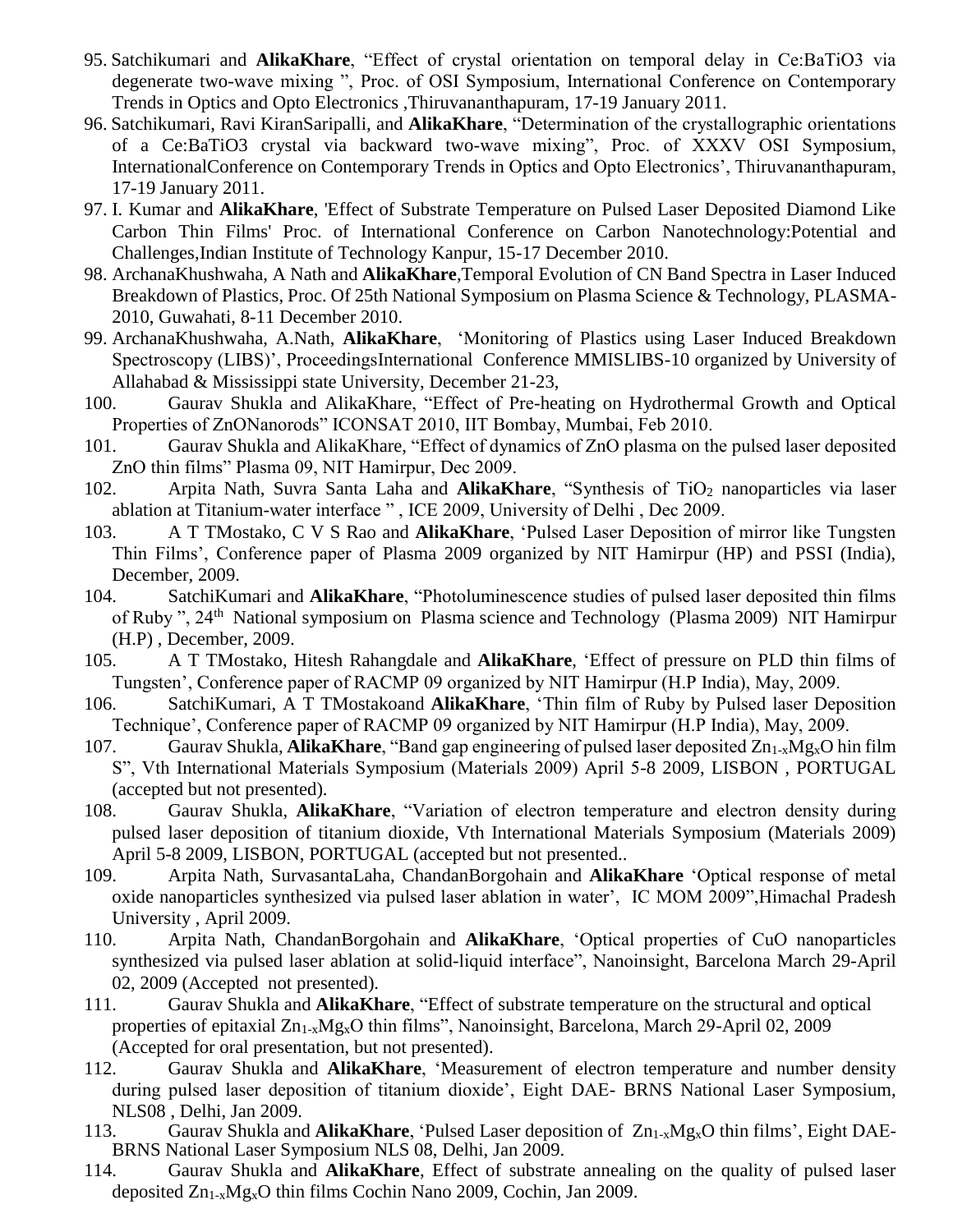95. Satchikumari and **AlikaKhare**, "Effect of crystal orientation on temporal delay in Ce:BaTiO3 via degenerate two-wave mixing ", Proc. of OSI Symposium, International Conference on Contemporary Trends in Optics and Opto Electronics ,Thiruvananthapuram, 17-19 January 2011.
96. Satchikumari, Ravi KiranSaripalli, and **AlikaKhare**, "Determination of the crystallographic orientations of a Ce:BaTiO3 crystal via backward two-wave mixing", Proc. of XXXV OSI Symposium, InternationalConference on Contemporary Trends in Optics and Opto Electronics', Thiruvananthapuram, 17-19 January 2011.
97. I. Kumar and **AlikaKhare**, 'Effect of Substrate Temperature on Pulsed Laser Deposited Diamond Like Carbon Thin Films' Proc. of International Conference on Carbon Nanotechnology:Potential and Challenges,Indian Institute of Technology Kanpur, 15-17 December 2010.
98. ArchanaKhushwaha, A Nath and **AlikaKhare**,Temporal Evolution of CN Band Spectra in Laser Induced Breakdown of Plastics, Proc. Of 25th National Symposium on Plasma Science & Technology, PLASMA-2010, Guwahati, 8-11 December 2010.
99. ArchanaKhushwaha, A.Nath, **AlikaKhare**, 'Monitoring of Plastics using Laser Induced Breakdown Spectroscopy (LIBS)', ProceedingsInternational Conference MMISLIBS-10 organized by University of Allahabad & Mississippi state University, December 21-23,
100. Gaurav Shukla and AlikaKhare, "Effect of Pre-heating on Hydrothermal Growth and Optical Properties of ZnONanorods" ICONSAT 2010, IIT Bombay, Mumbai, Feb 2010.
101. Gaurav Shukla and AlikaKhare, "Effect of dynamics of ZnO plasma on the pulsed laser deposited ZnO thin films" Plasma 09, NIT Hamirpur, Dec 2009.
102. Arpita Nath, Suvra Santa Laha and **AlikaKhare**, "Synthesis of $TiO_2$ nanoparticles via laser ablation at Titanium-water interface " , ICE 2009, University of Delhi , Dec 2009.
103. A T TMostako, C V S Rao and **AlikaKhare**, 'Pulsed Laser Deposition of mirror like Tungsten Thin Films', Conference paper of Plasma 2009 organized by NIT Hamirpur (HP) and PSSI (India), December, 2009.
104. SatchiKumari and **AlikaKhare**, "Photoluminescence studies of pulsed laser deposited thin films of Ruby ", 24th National symposium on Plasma science and Technology (Plasma 2009) NIT Hamirpur (H.P) , December, 2009.
105. A T TMostako, Hitesh Rahangdale and **AlikaKhare**, 'Effect of pressure on PLD thin films of Tungsten', Conference paper of RACMP 09 organized by NIT Hamirpur (H.P India), May, 2009.
106. SatchiKumari, A T TMostakoand **AlikaKhare**, 'Thin film of Ruby by Pulsed laser Deposition Technique', Conference paper of RACMP 09 organized by NIT Hamirpur (H.P India), May, 2009.
107. Gaurav Shukla, **AlikaKhare**, "Band gap engineering of pulsed laser deposited $Zn_{1-x}Mg_xO$ hin film S", Vth International Materials Symposium (Materials 2009) April 5-8 2009, LISBON , PORTUGAL (accepted but not presented).
108. Gaurav Shukla, **AlikaKhare**, "Variation of electron temperature and electron density during pulsed laser deposition of titanium dioxide, Vth International Materials Symposium (Materials 2009) April 5-8 2009, LISBON, PORTUGAL (accepted but not presented..
109. Arpita Nath, SurvasantaLaha, ChandanBorgohain and **AlikaKhare** 'Optical response of metal oxide nanoparticles synthesized via pulsed laser ablation in water', IC MOM 2009",Himachal Pradesh University , April 2009.
110. Arpita Nath, ChandanBorgohain and **AlikaKhare**, 'Optical properties of CuO nanoparticles synthesized via pulsed laser ablation at solid-liquid interface", Nanoinsight, Barcelona March 29-April 02, 2009 (Accepted not presented).
111. Gaurav Shukla and **AlikaKhare**, "Effect of substrate temperature on the structural and optical properties of epitaxial $Zn_{1-x}Mg_xO$ thin films", Nanoinsight, Barcelona, March 29-April 02, 2009 (Accepted for oral presentation, but not presented).
112. Gaurav Shukla and **AlikaKhare**, 'Measurement of electron temperature and number density during pulsed laser deposition of titanium dioxide', Eight DAE- BRNS National Laser Symposium, NLS08 , Delhi, Jan 2009.
113. Gaurav Shukla and **AlikaKhare**, 'Pulsed Laser deposition of $Zn_{1-x}Mg_xO$ thin films', Eight DAE-BRNS National Laser Symposium NLS 08, Delhi, Jan 2009.
114. Gaurav Shukla and **AlikaKhare**, Effect of substrate annealing on the quality of pulsed laser deposited $Zn_{1-x}Mg_xO$ thin films Cochin Nano 2009, Cochin, Jan 2009.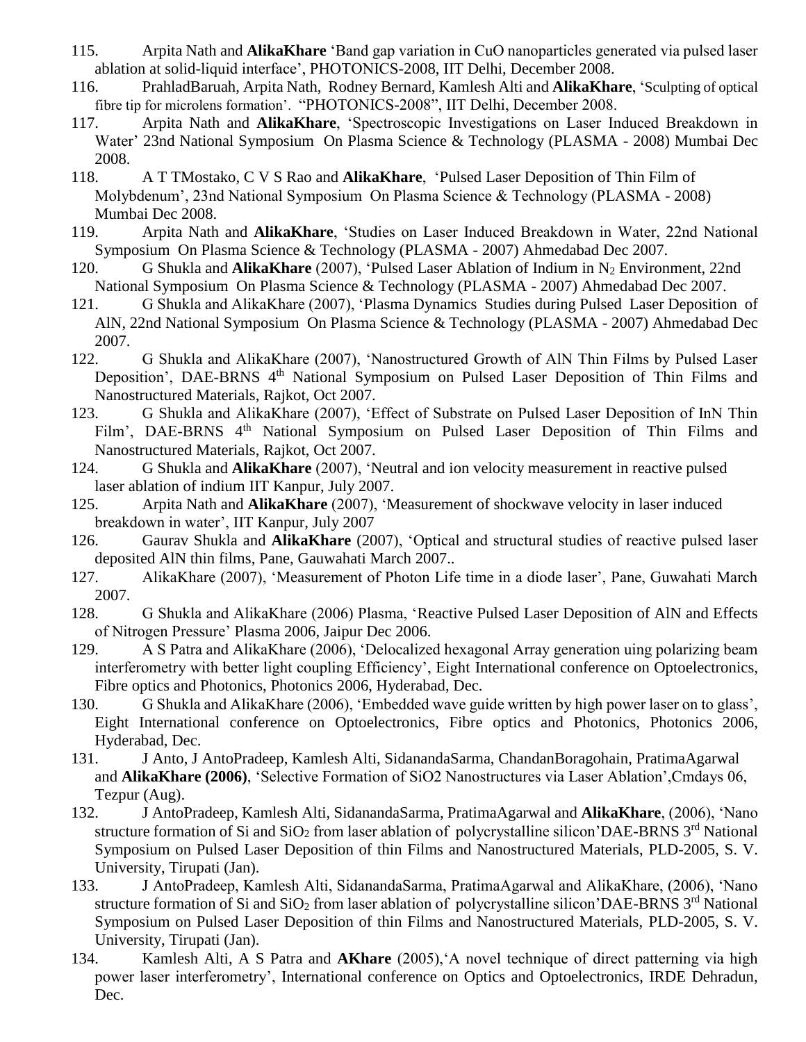115. Arpita Nath and **AlikaKhare** 'Band gap variation in CuO nanoparticles generated via pulsed laser ablation at solid-liquid interface', PHOTONICS-2008, IIT Delhi, December 2008.

116. PrahladBaruah, Arpita Nath, Rodney Bernard, Kamlesh Alti and **AlikaKhare**, 'Sculpting of optical fibre tip for microlens formation'. "PHOTONICS-2008", IIT Delhi, December 2008.

117. Arpita Nath and **AlikaKhare**, 'Spectroscopic Investigations on Laser Induced Breakdown in Water' 23nd National Symposium On Plasma Science & Technology (PLASMA - 2008) Mumbai Dec 2008.

118. A T TMostako, C V S Rao and **AlikaKhare**, 'Pulsed Laser Deposition of Thin Film of Molybdenum', 23nd National Symposium On Plasma Science & Technology (PLASMA - 2008) Mumbai Dec 2008.

119. Arpita Nath and **AlikaKhare**, 'Studies on Laser Induced Breakdown in Water, 22nd National Symposium On Plasma Science & Technology (PLASMA - 2007) Ahmedabad Dec 2007.

120. G Shukla and **AlikaKhare** (2007), 'Pulsed Laser Ablation of Indium in $N_2$ Environment, 22nd National Symposium On Plasma Science & Technology (PLASMA - 2007) Ahmedabad Dec 2007.

121. G Shukla and AlikaKhare (2007), 'Plasma Dynamics Studies during Pulsed Laser Deposition of AlN, 22nd National Symposium On Plasma Science & Technology (PLASMA - 2007) Ahmedabad Dec 2007.

122. G Shukla and AlikaKhare (2007), 'Nanostructured Growth of AlN Thin Films by Pulsed Laser Deposition', DAE-BRNS 4th National Symposium on Pulsed Laser Deposition of Thin Films and Nanostructured Materials, Rajkot, Oct 2007.

123. G Shukla and AlikaKhare (2007), 'Effect of Substrate on Pulsed Laser Deposition of InN Thin Film', DAE-BRNS 4th National Symposium on Pulsed Laser Deposition of Thin Films and Nanostructured Materials, Rajkot, Oct 2007.

124. G Shukla and **AlikaKhare** (2007), 'Neutral and ion velocity measurement in reactive pulsed laser ablation of indium IIT Kanpur, July 2007.

125. Arpita Nath and **AlikaKhare** (2007), 'Measurement of shockwave velocity in laser induced breakdown in water', IIT Kanpur, July 2007

126. Gaurav Shukla and **AlikaKhare** (2007), 'Optical and structural studies of reactive pulsed laser deposited AlN thin films, Pane, Gauwahati March 2007..

127. AlikaKhare (2007), 'Measurement of Photon Life time in a diode laser', Pane, Guwahati March 2007.

128. G Shukla and AlikaKhare (2006) Plasma, 'Reactive Pulsed Laser Deposition of AlN and Effects of Nitrogen Pressure' Plasma 2006, Jaipur Dec 2006.

129. A S Patra and AlikaKhare (2006), 'Delocalized hexagonal Array generation uing polarizing beam interferometry with better light coupling Efficiency', Eight International conference on Optoelectronics, Fibre optics and Photonics, Photonics 2006, Hyderabad, Dec.

130. G Shukla and AlikaKhare (2006), 'Embedded wave guide written by high power laser on to glass', Eight International conference on Optoelectronics, Fibre optics and Photonics, Photonics 2006, Hyderabad, Dec.

131. J Anto, J AntoPradeep, Kamlesh Alti, SidanandaSarma, ChandanBoragohain, PratimaAgarwal and **AlikaKhare (2006)**, 'Selective Formation of SiO2 Nanostructures via Laser Ablation',Cmdays 06, Tezpur (Aug).

132. J AntoPradeep, Kamlesh Alti, SidanandaSarma, PratimaAgarwal and **AlikaKhare**, (2006), 'Nano structure formation of Si and $SiO_2$ from laser ablation of polycrystalline silicon'DAE-BRNS 3rd National Symposium on Pulsed Laser Deposition of thin Films and Nanostructured Materials, PLD-2005, S. V. University, Tirupati (Jan).

133. J AntoPradeep, Kamlesh Alti, SidanandaSarma, PratimaAgarwal and AlikaKhare, (2006), 'Nano structure formation of Si and $SiO_2$ from laser ablation of polycrystalline silicon'DAE-BRNS 3rd National Symposium on Pulsed Laser Deposition of thin Films and Nanostructured Materials, PLD-2005, S. V. University, Tirupati (Jan).

134. Kamlesh Alti, A S Patra and **AKhare** (2005),'A novel technique of direct patterning via high power laser interferometry', International conference on Optics and Optoelectronics, IRDE Dehradun, Dec.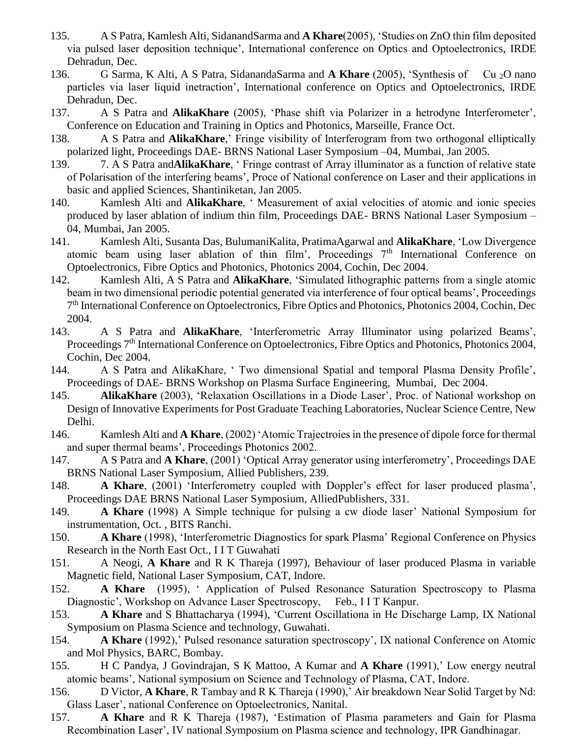135. A S Patra, Kamlesh Alti, SidanandSarma and **A Khare**(2005), 'Studies on ZnO thin film deposited via pulsed laser deposition technique', International conference on Optics and Optoelectronics, IRDE Dehradun, Dec.
136. G Sarma, K Alti, A S Patra, SidanandaSarma and **A Khare** (2005), 'Synthesis of $Cu_2O$ nano particles via laser liquid inetraction', International conference on Optics and Optoelectronics, IRDE Dehradun, Dec.
137. A S Patra and **AlikaKhare** (2005), 'Phase shift via Polarizer in a hetrodyne Interferometer', Conference on Education and Training in Optics and Photonics, Marseille, France Oct.
138. A S Patra and **AlikaKhare**,' Fringe visibility of Interferogram from two orthogonal elliptically polarized light, Proceedings DAE- BRNS National Laser Symposium –04, Mumbai, Jan 2005.
139. 7. A S Patra and**AlikaKhare**, ' Fringe contrast of Array illuminator as a function of relative state of Polarisation of the interfering beams', Proce of National conference on Laser and their applications in basic and applied Sciences, Shantiniketan, Jan 2005.
140. Kamlesh Alti and **AlikaKhare**, ' Measurement of axial velocities of atomic and ionic species produced by laser ablation of indium thin film, Proceedings DAE- BRNS National Laser Symposium –04, Mumbai, Jan 2005.
141. Kamlesh Alti, Susanta Das, BulumaniKalita, PratimaAgarwal and **AlikaKhare**, 'Low Divergence atomic beam using laser ablation of thin film', Proceedings 7th International Conference on Optoelectronics, Fibre Optics and Photonics, Photonics 2004, Cochin, Dec 2004.
142. Kamlesh Alti, A S Patra and **AlikaKhare**, 'Simulated lithographic patterns from a single atomic beam in two dimensional periodic potential generated via interference of four optical beams', Proceedings 7th International Conference on Optoelectronics, Fibre Optics and Photonics, Photonics 2004, Cochin, Dec 2004.
143. A S Patra and **AlikaKhare**, 'Interferometric Array Illuminator using polarized Beams', Proceedings 7th International Conference on Optoelectronics, Fibre Optics and Photonics, Photonics 2004, Cochin, Dec 2004.
144. A S Patra and AlikaKhare, ' Two dimensional Spatial and temporal Plasma Density Profile', Proceedings of DAE- BRNS Workshop on Plasma Surface Engineering, Mumbai, Dec 2004.
145. **AlikaKhare** (2003), 'Relaxation Oscillations in a Diode Laser', Proc. of National workshop on Design of Innovative Experiments for Post Graduate Teaching Laboratories, Nuclear Science Centre, New Delhi.
146. Kamlesh Alti and **A Khare**, (2002) 'Atomic Trajectroies in the presence of dipole force for thermal and super thermal beams', Proceedings Photonics 2002.
147. A S Patra and **A Khare**, (2001) 'Optical Array generator using interferometry', Proceedings DAE BRNS National Laser Symposium, Allied Publishers, 239.
148. **A Khare**, (2001) 'Interferometry coupled with Doppler's effect for laser produced plasma', Proceedings DAE BRNS National Laser Symposium, AlliedPublishers, 331.
149. **A Khare** (1998) A Simple technique for pulsing a cw diode laser' National Symposium for instrumentation, Oct. , BITS Ranchi.
150. **A Khare** (1998), 'Interferometric Diagnostics for spark Plasma' Regional Conference on Physics Research in the North East Oct., I I T Guwahati
151. A Neogi, **A Khare** and R K Thareja (1997), Behaviour of laser produced Plasma in variable Magnetic field, National Laser Symposium, CAT, Indore.
152. **A Khare** (1995), ' Application of Pulsed Resonance Saturation Spectroscopy to Plasma Diagnostic', Workshop on Advance Laser Spectroscopy, Feb., I I T Kanpur.
153. **A Khare** and S Bhattacharya (1994), 'Current Oscillationa in He Discharge Lamp, IX National Symposium on Plasma Science and technology, Guwahati.
154. **A Khare** (1992),' Pulsed resonance saturation spectroscopy', IX national Conference on Atomic and Mol Physics, BARC, Bombay.
155. H C Pandya, J Govindrajan, S K Mattoo, A Kumar and **A Khare** (1991),' Low energy neutral atomic beams', National symposium on Science and Technology of Plasma, CAT, Indore.
156. D Victor, **A Khare**, R Tambay and R K Thareja (1990),' Air breakdown Near Solid Target by Nd: Glass Laser', national Conference on Optoelectronics, Nanital.
157. **A Khare** and R K Thareja (1987), 'Estimation of Plasma parameters and Gain for Plasma Recombination Laser', IV national Symposium on Plasma science and technology, IPR Gandhinagar.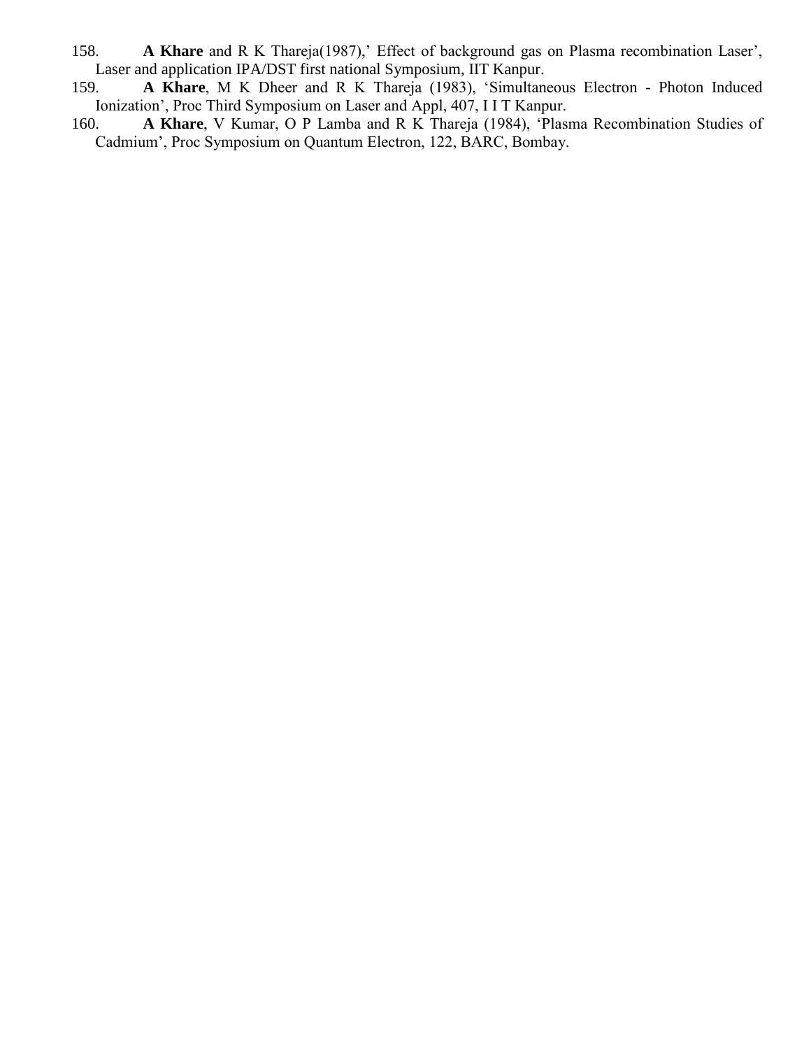158. **A Khare** and R K Thareja(1987),' Effect of background gas on Plasma recombination Laser', Laser and application IPA/DST first national Symposium, IIT Kanpur.

159. **A Khare**, M K Dheer and R K Thareja (1983), 'Simultaneous Electron - Photon Induced Ionization', Proc Third Symposium on Laser and Appl, 407, I I T Kanpur.

160. **A Khare**, V Kumar, O P Lamba and R K Thareja (1984), 'Plasma Recombination Studies of Cadmium', Proc Symposium on Quantum Electron, 122, BARC, Bombay.